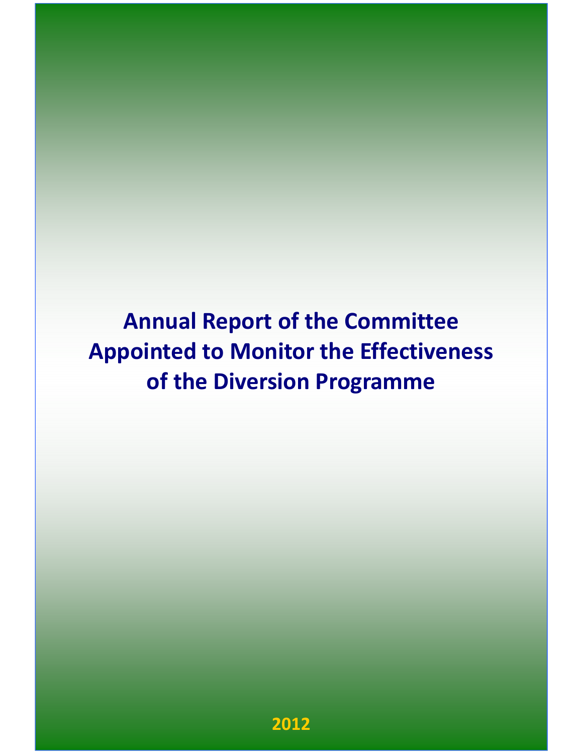# Annual Report of the Committee Appointed to Monitor the Effectiveness of the Diversion Programme

2012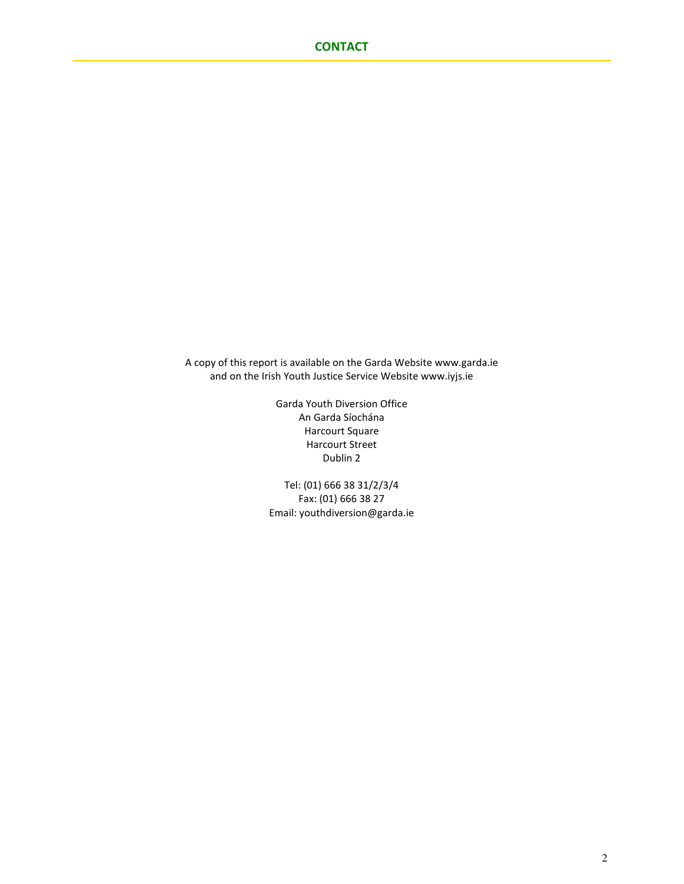# CONTACT

A copy of this report is available on the Garda Website www.garda.ie
and on the Irish Youth Justice Service Website www.iyjs.ie

Garda Youth Diversion Office
An Garda Síochána
Harcourt Square
Harcourt Street
Dublin 2

Tel: (01) 666 38 31/2/3/4
Fax: (01) 666 38 27
Email: youthdiversion@garda.ie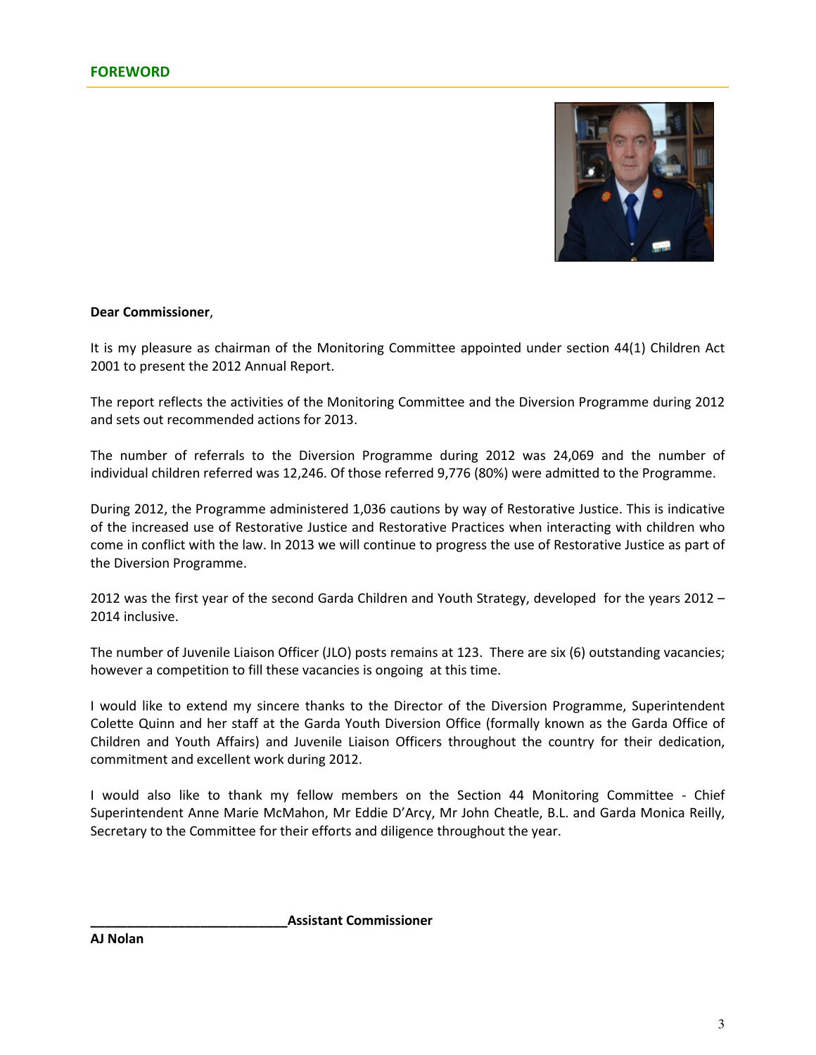## FOREWORD

**Dear Commissioner**,

It is my pleasure as chairman of the Monitoring Committee appointed under section 44(1) Children Act 2001 to present the 2012 Annual Report.

The report reflects the activities of the Monitoring Committee and the Diversion Programme during 2012 and sets out recommended actions for 2013.

The number of referrals to the Diversion Programme during 2012 was 24,069 and the number of individual children referred was 12,246. Of those referred 9,776 (80%) were admitted to the Programme.

During 2012, the Programme administered 1,036 cautions by way of Restorative Justice. This is indicative of the increased use of Restorative Justice and Restorative Practices when interacting with children who come in conflict with the law. In 2013 we will continue to progress the use of Restorative Justice as part of the Diversion Programme.

2012 was the first year of the second Garda Children and Youth Strategy, developed for the years 2012 – 2014 inclusive.

The number of Juvenile Liaison Officer (JLO) posts remains at 123. There are six (6) outstanding vacancies; however a competition to fill these vacancies is ongoing at this time.

I would like to extend my sincere thanks to the Director of the Diversion Programme, Superintendent Colette Quinn and her staff at the Garda Youth Diversion Office (formally known as the Garda Office of Children and Youth Affairs) and Juvenile Liaison Officers throughout the country for their dedication, commitment and excellent work during 2012.

I would also like to thank my fellow members on the Section 44 Monitoring Committee - Chief Superintendent Anne Marie McMahon, Mr Eddie D'Arcy, Mr John Cheatle, B.L. and Garda Monica Reilly, Secretary to the Committee for their efforts and diligence throughout the year.

**___________________________Assistant Commissioner**
**AJ Nolan**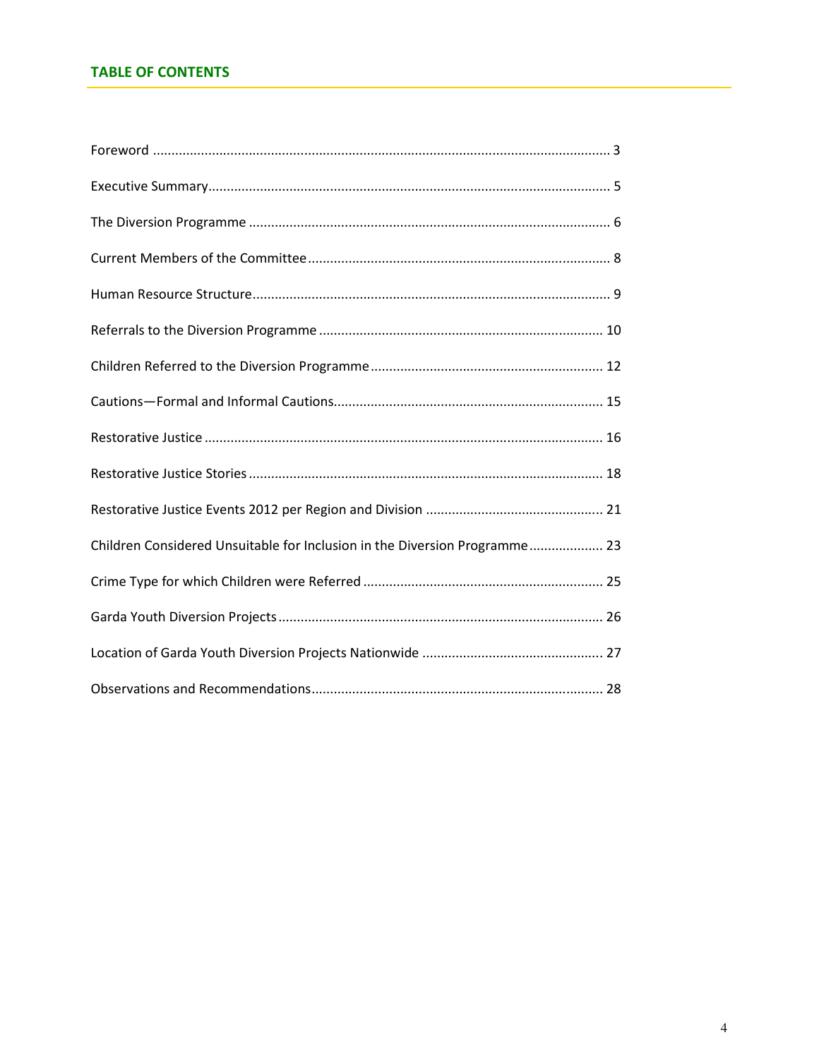## TABLE OF CONTENTS

| | |
|---|---|
| Foreword | 3 |
| Executive Summary | 5 |
| The Diversion Programme | 6 |
| Current Members of the Committee | 8 |
| Human Resource Structure | 9 |
| Referrals to the Diversion Programme | 10 |
| Children Referred to the Diversion Programme | 12 |
| Cautions—Formal and Informal Cautions | 15 |
| Restorative Justice | 16 |
| Restorative Justice Stories | 18 |
| Restorative Justice Events 2012 per Region and Division | 21 |
| Children Considered Unsuitable for Inclusion in the Diversion Programme | 23 |
| Crime Type for which Children were Referred | 25 |
| Garda Youth Diversion Projects | 26 |
| Location of Garda Youth Diversion Projects Nationwide | 27 |
| Observations and Recommendations | 28 |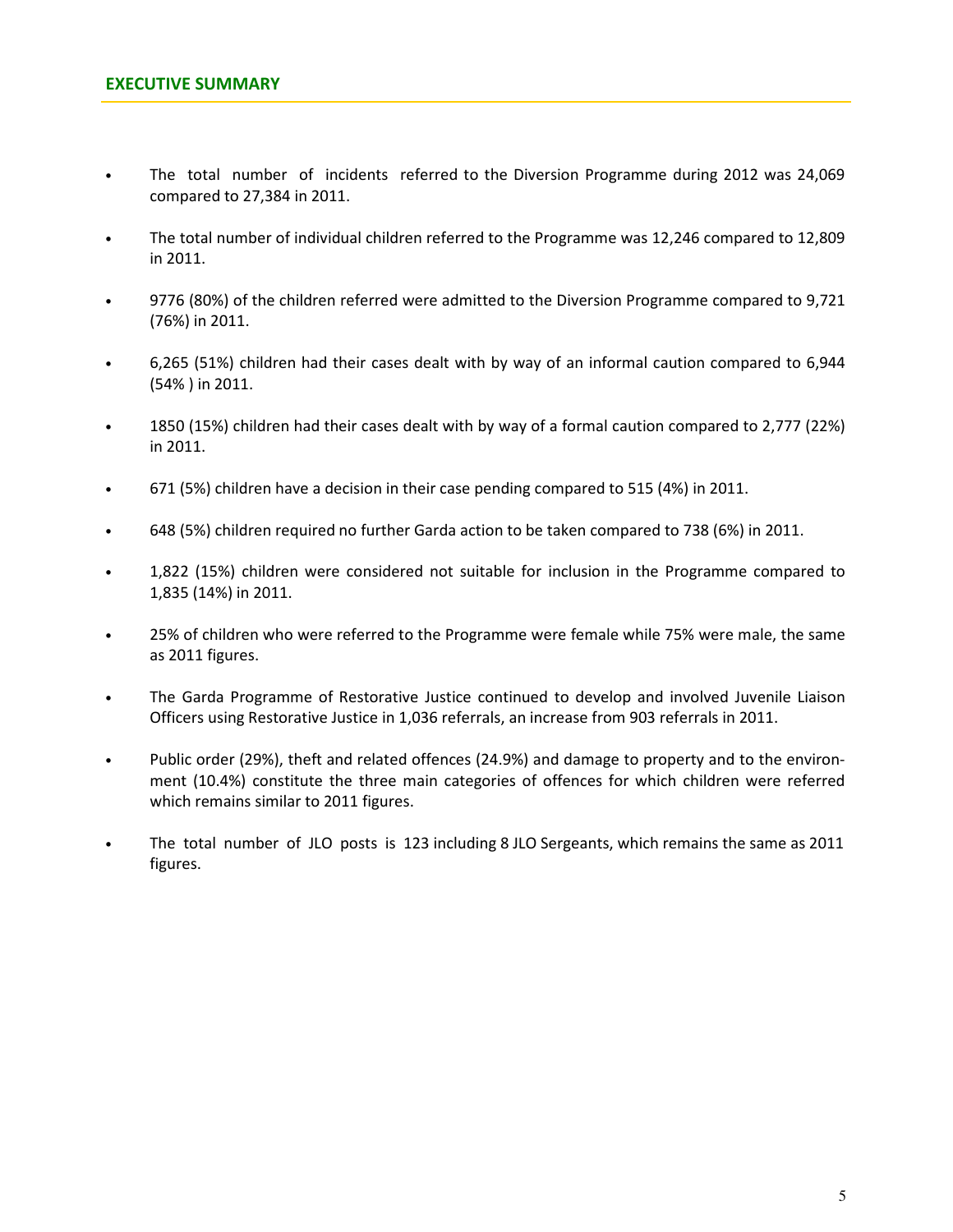## EXECUTIVE SUMMARY

- The total number of incidents referred to the Diversion Programme during 2012 was 24,069 compared to 27,384 in 2011.
- The total number of individual children referred to the Programme was 12,246 compared to 12,809 in 2011.
- 9776 (80%) of the children referred were admitted to the Diversion Programme compared to 9,721 (76%) in 2011.
- 6,265 (51%) children had their cases dealt with by way of an informal caution compared to 6,944 (54% ) in 2011.
- 1850 (15%) children had their cases dealt with by way of a formal caution compared to 2,777 (22%) in 2011.
- 671 (5%) children have a decision in their case pending compared to 515 (4%) in 2011.
- 648 (5%) children required no further Garda action to be taken compared to 738 (6%) in 2011.
- 1,822 (15%) children were considered not suitable for inclusion in the Programme compared to 1,835 (14%) in 2011.
- 25% of children who were referred to the Programme were female while 75% were male, the same as 2011 figures.
- The Garda Programme of Restorative Justice continued to develop and involved Juvenile Liaison Officers using Restorative Justice in 1,036 referrals, an increase from 903 referrals in 2011.
- Public order (29%), theft and related offences (24.9%) and damage to property and to the environment (10.4%) constitute the three main categories of offences for which children were referred which remains similar to 2011 figures.
- The total number of JLO posts is 123 including 8 JLO Sergeants, which remains the same as 2011 figures.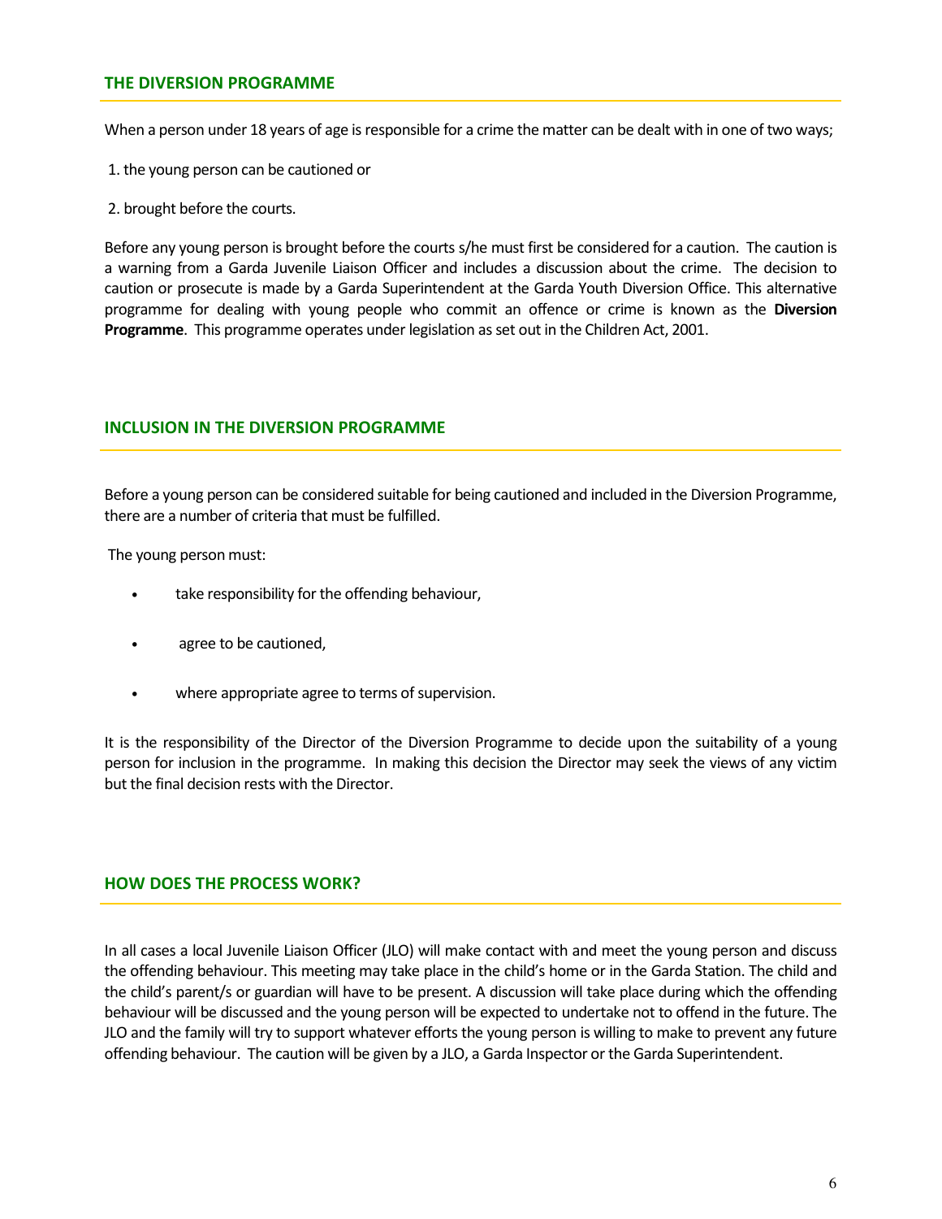## THE DIVERSION PROGRAMME

When a person under 18 years of age is responsible for a crime the matter can be dealt with in one of two ways;

1. the young person can be cautioned or
2. brought before the courts.

Before any young person is brought before the courts s/he must first be considered for a caution. The caution is a warning from a Garda Juvenile Liaison Officer and includes a discussion about the crime. The decision to caution or prosecute is made by a Garda Superintendent at the Garda Youth Diversion Office. This alternative programme for dealing with young people who commit an offence or crime is known as the **Diversion Programme**. This programme operates under legislation as set out in the Children Act, 2001.

## INCLUSION IN THE DIVERSION PROGRAMME

Before a young person can be considered suitable for being cautioned and included in the Diversion Programme, there are a number of criteria that must be fulfilled.

The young person must:

- take responsibility for the offending behaviour,
- agree to be cautioned,
- where appropriate agree to terms of supervision.

It is the responsibility of the Director of the Diversion Programme to decide upon the suitability of a young person for inclusion in the programme. In making this decision the Director may seek the views of any victim but the final decision rests with the Director.

## HOW DOES THE PROCESS WORK?

In all cases a local Juvenile Liaison Officer (JLO) will make contact with and meet the young person and discuss the offending behaviour. This meeting may take place in the child's home or in the Garda Station. The child and the child's parent/s or guardian will have to be present. A discussion will take place during which the offending behaviour will be discussed and the young person will be expected to undertake not to offend in the future. The JLO and the family will try to support whatever efforts the young person is willing to make to prevent any future offending behaviour. The caution will be given by a JLO, a Garda Inspector or the Garda Superintendent.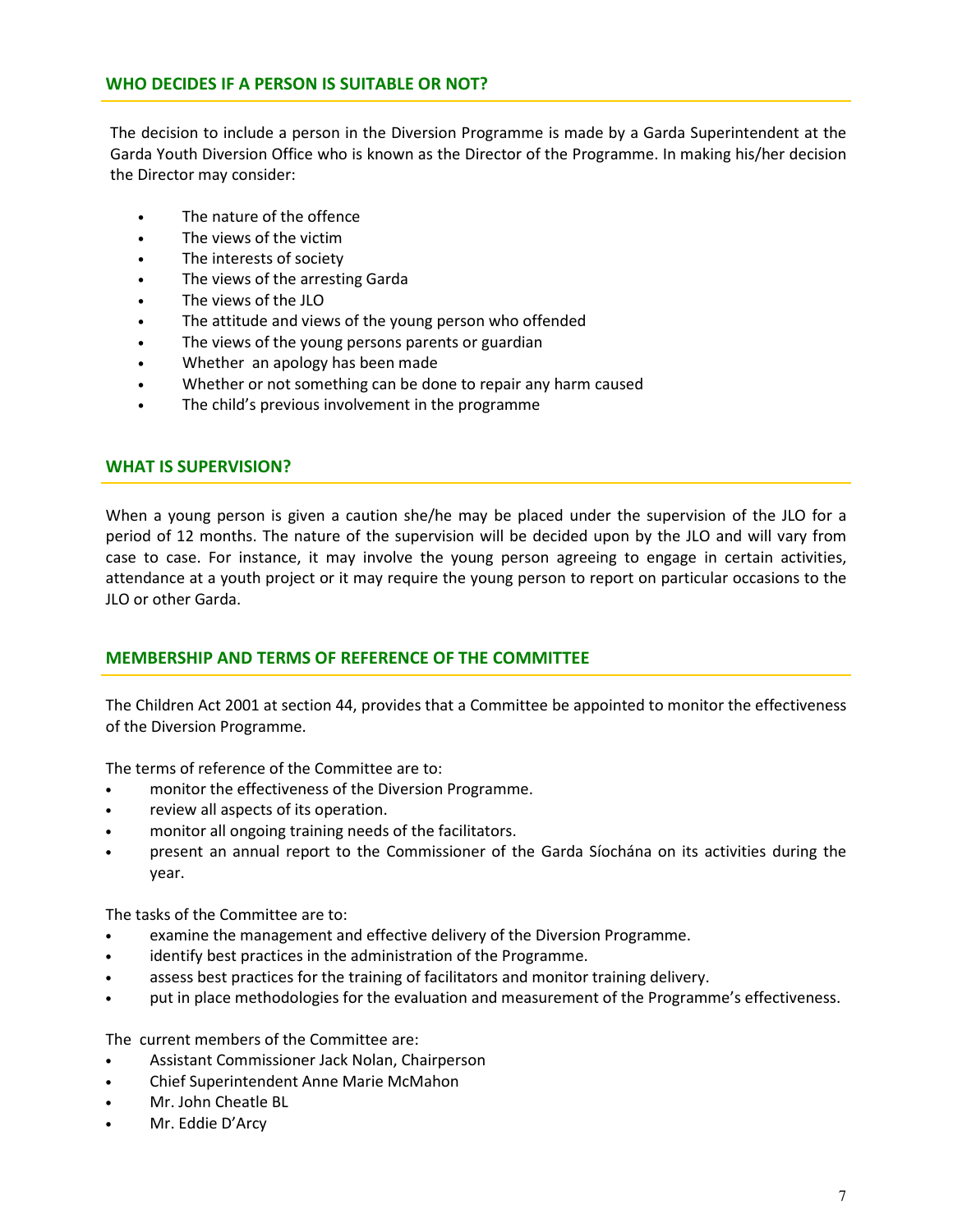## WHO DECIDES IF A PERSON IS SUITABLE OR NOT?

The decision to include a person in the Diversion Programme is made by a Garda Superintendent at the Garda Youth Diversion Office who is known as the Director of the Programme. In making his/her decision the Director may consider:

- The nature of the offence
- The views of the victim
- The interests of society
- The views of the arresting Garda
- The views of the JLO
- The attitude and views of the young person who offended
- The views of the young persons parents or guardian
- Whether an apology has been made
- Whether or not something can be done to repair any harm caused
- The child's previous involvement in the programme

## WHAT IS SUPERVISION?

When a young person is given a caution she/he may be placed under the supervision of the JLO for a period of 12 months. The nature of the supervision will be decided upon by the JLO and will vary from case to case. For instance, it may involve the young person agreeing to engage in certain activities, attendance at a youth project or it may require the young person to report on particular occasions to the JLO or other Garda.

## MEMBERSHIP AND TERMS OF REFERENCE OF THE COMMITTEE

The Children Act 2001 at section 44, provides that a Committee be appointed to monitor the effectiveness of the Diversion Programme.

The terms of reference of the Committee are to:

- monitor the effectiveness of the Diversion Programme.
- review all aspects of its operation.
- monitor all ongoing training needs of the facilitators.
- present an annual report to the Commissioner of the Garda Síochána on its activities during the year.

The tasks of the Committee are to:

- examine the management and effective delivery of the Diversion Programme.
- identify best practices in the administration of the Programme.
- assess best practices for the training of facilitators and monitor training delivery.
- put in place methodologies for the evaluation and measurement of the Programme's effectiveness.

The current members of the Committee are:

- Assistant Commissioner Jack Nolan, Chairperson
- Chief Superintendent Anne Marie McMahon
- Mr. John Cheatle BL
- Mr. Eddie D'Arcy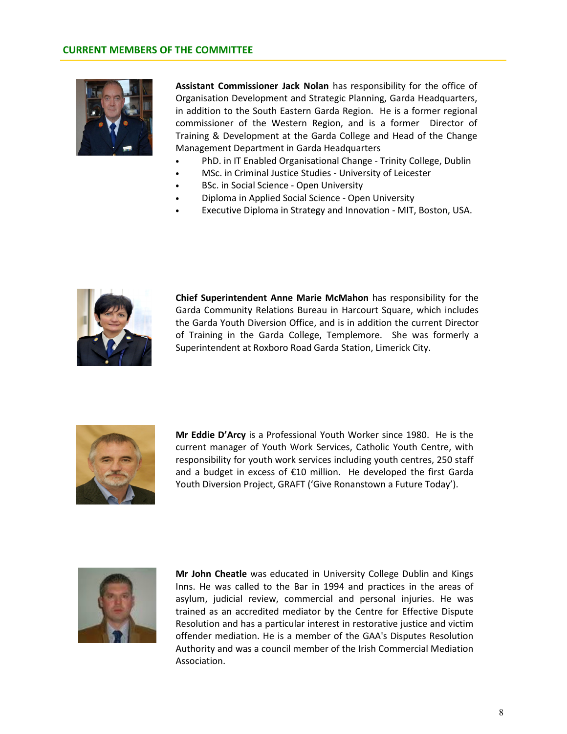## CURRENT MEMBERS OF THE COMMITTEE

**Assistant Commissioner Jack Nolan** has responsibility for the office of Organisation Development and Strategic Planning, Garda Headquarters, in addition to the South Eastern Garda Region. He is a former regional commissioner of the Western Region, and is a former Director of Training & Development at the Garda College and Head of the Change Management Department in Garda Headquarters

- PhD. in IT Enabled Organisational Change - Trinity College, Dublin
- MSc. in Criminal Justice Studies - University of Leicester
- BSc. in Social Science - Open University
- Diploma in Applied Social Science - Open University
- Executive Diploma in Strategy and Innovation - MIT, Boston, USA.

**Chief Superintendent Anne Marie McMahon** has responsibility for the Garda Community Relations Bureau in Harcourt Square, which includes the Garda Youth Diversion Office, and is in addition the current Director of Training in the Garda College, Templemore. She was formerly a Superintendent at Roxboro Road Garda Station, Limerick City.

**Mr Eddie D'Arcy** is a Professional Youth Worker since 1980. He is the current manager of Youth Work Services, Catholic Youth Centre, with responsibility for youth work services including youth centres, 250 staff and a budget in excess of €10 million. He developed the first Garda Youth Diversion Project, GRAFT ('Give Ronanstown a Future Today').

**Mr John Cheatle** was educated in University College Dublin and Kings Inns. He was called to the Bar in 1994 and practices in the areas of asylum, judicial review, commercial and personal injuries. He was trained as an accredited mediator by the Centre for Effective Dispute Resolution and has a particular interest in restorative justice and victim offender mediation. He is a member of the GAA's Disputes Resolution Authority and was a council member of the Irish Commercial Mediation Association.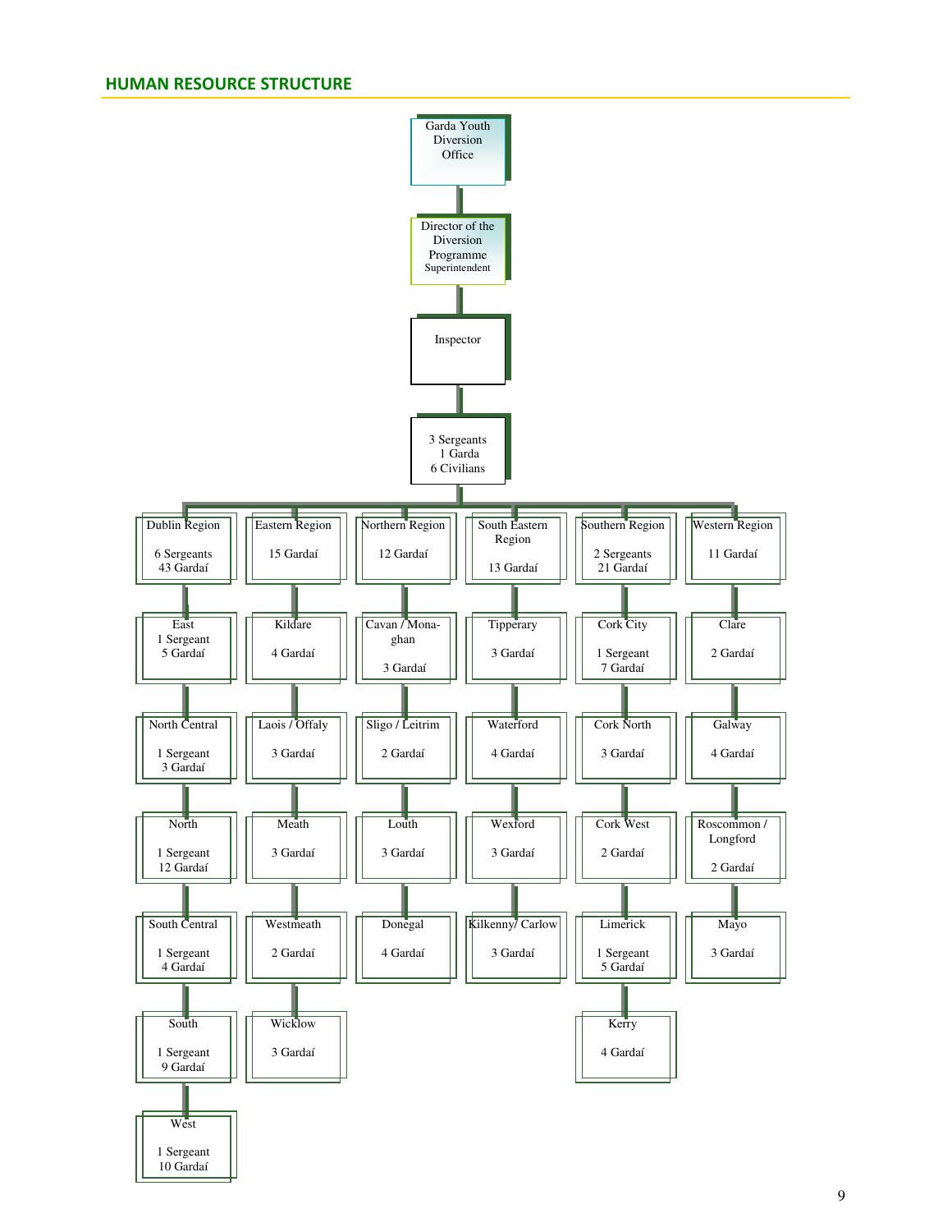## HUMAN RESOURCE STRUCTURE

- Garda Youth Diversion Office
  - Director of the Diversion Programme (Superintendent)
    - Inspector
      - 3 Sergeants, 1 Garda, 6 Civilians

| Dublin Region | Eastern Region | Northern Region | South Eastern Region | Southern Region | Western Region |
|---|---|---|---|---|---|
| 6 Sergeants, 43 Gardaí | 15 Gardaí | 12 Gardaí | 13 Gardaí | 2 Sergeants, 21 Gardaí | 11 Gardaí |
| East: 1 Sergeant, 5 Gardaí | Kildare: 4 Gardaí | Cavan / Monaghan: 3 Gardaí | Tipperary: 3 Gardaí | Cork City: 1 Sergeant, 7 Gardaí | Clare: 2 Gardaí |
| North Central: 1 Sergeant, 3 Gardaí | Laois / Offaly: 3 Gardaí | Sligo / Leitrim: 2 Gardaí | Waterford: 4 Gardaí | Cork North: 3 Gardaí | Galway: 4 Gardaí |
| North: 1 Sergeant, 12 Gardaí | Meath: 3 Gardaí | Louth: 3 Gardaí | Wexford: 3 Gardaí | Cork West: 2 Gardaí | Roscommon / Longford: 2 Gardaí |
| South Central: 1 Sergeant, 4 Gardaí | Westmeath: 2 Gardaí | Donegal: 4 Gardaí | Kilkenny/ Carlow: 3 Gardaí | Limerick: 1 Sergeant, 5 Gardaí | Mayo: 3 Gardaí |
| South: 1 Sergeant, 9 Gardaí | Wicklow: 3 Gardaí | | | Kerry: 4 Gardaí | |
| West: 1 Sergeant, 10 Gardaí | | | | | |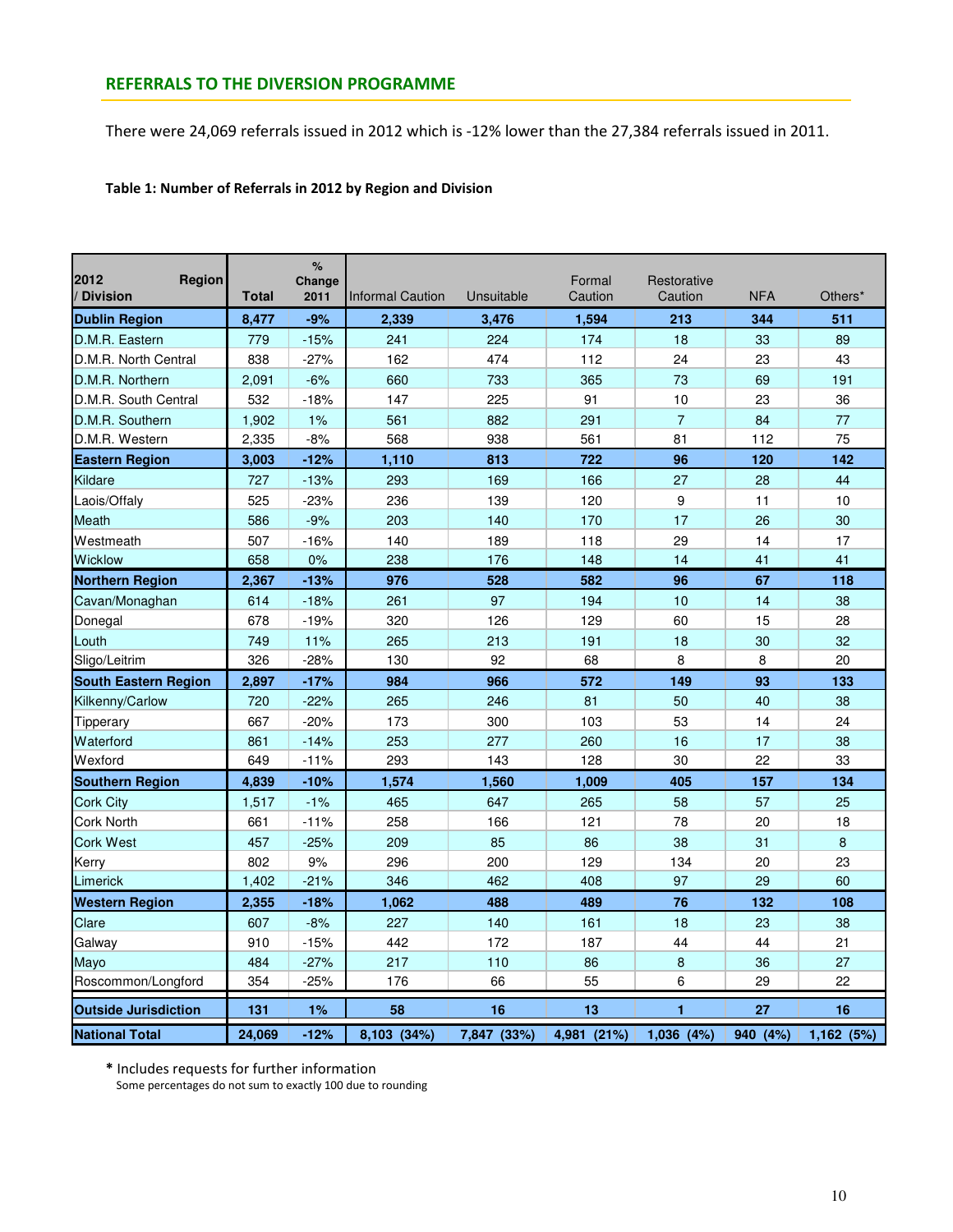## REFERRALS TO THE DIVERSION PROGRAMME

There were 24,069 referrals issued in 2012 which is -12% lower than the 27,384 referrals issued in 2011.

**Table 1: Number of Referrals in 2012 by Region and Division**

| 2012 Region / Division | Total | % Change 2011 | Informal Caution | Unsuitable | Formal Caution | Restorative Caution | NFA | Others* |
|---|---|---|---|---|---|---|---|---|
| **Dublin Region** | **8,477** | **-9%** | **2,339** | **3,476** | **1,594** | **213** | **344** | **511** |
| D.M.R. Eastern | 779 | -15% | 241 | 224 | 174 | 18 | 33 | 89 |
| D.M.R. North Central | 838 | -27% | 162 | 474 | 112 | 24 | 23 | 43 |
| D.M.R. Northern | 2,091 | -6% | 660 | 733 | 365 | 73 | 69 | 191 |
| D.M.R. South Central | 532 | -18% | 147 | 225 | 91 | 10 | 23 | 36 |
| D.M.R. Southern | 1,902 | 1% | 561 | 882 | 291 | 7 | 84 | 77 |
| D.M.R. Western | 2,335 | -8% | 568 | 938 | 561 | 81 | 112 | 75 |
| **Eastern Region** | **3,003** | **-12%** | **1,110** | **813** | **722** | **96** | **120** | **142** |
| Kildare | 727 | -13% | 293 | 169 | 166 | 27 | 28 | 44 |
| Laois/Offaly | 525 | -23% | 236 | 139 | 120 | 9 | 11 | 10 |
| Meath | 586 | -9% | 203 | 140 | 170 | 17 | 26 | 30 |
| Westmeath | 507 | -16% | 140 | 189 | 118 | 29 | 14 | 17 |
| Wicklow | 658 | 0% | 238 | 176 | 148 | 14 | 41 | 41 |
| **Northern Region** | **2,367** | **-13%** | **976** | **528** | **582** | **96** | **67** | **118** |
| Cavan/Monaghan | 614 | -18% | 261 | 97 | 194 | 10 | 14 | 38 |
| Donegal | 678 | -19% | 320 | 126 | 129 | 60 | 15 | 28 |
| Louth | 749 | 11% | 265 | 213 | 191 | 18 | 30 | 32 |
| Sligo/Leitrim | 326 | -28% | 130 | 92 | 68 | 8 | 8 | 20 |
| **South Eastern Region** | **2,897** | **-17%** | **984** | **966** | **572** | **149** | **93** | **133** |
| Kilkenny/Carlow | 720 | -22% | 265 | 246 | 81 | 50 | 40 | 38 |
| Tipperary | 667 | -20% | 173 | 300 | 103 | 53 | 14 | 24 |
| Waterford | 861 | -14% | 253 | 277 | 260 | 16 | 17 | 38 |
| Wexford | 649 | -11% | 293 | 143 | 128 | 30 | 22 | 33 |
| **Southern Region** | **4,839** | **-10%** | **1,574** | **1,560** | **1,009** | **405** | **157** | **134** |
| Cork City | 1,517 | -1% | 465 | 647 | 265 | 58 | 57 | 25 |
| Cork North | 661 | -11% | 258 | 166 | 121 | 78 | 20 | 18 |
| Cork West | 457 | -25% | 209 | 85 | 86 | 38 | 31 | 8 |
| Kerry | 802 | 9% | 296 | 200 | 129 | 134 | 20 | 23 |
| Limerick | 1,402 | -21% | 346 | 462 | 408 | 97 | 29 | 60 |
| **Western Region** | **2,355** | **-18%** | **1,062** | **488** | **489** | **76** | **132** | **108** |
| Clare | 607 | -8% | 227 | 140 | 161 | 18 | 23 | 38 |
| Galway | 910 | -15% | 442 | 172 | 187 | 44 | 44 | 21 |
| Mayo | 484 | -27% | 217 | 110 | 86 | 8 | 36 | 27 |
| Roscommon/Longford | 354 | -25% | 176 | 66 | 55 | 6 | 29 | 22 |
| **Outside Jurisdiction** | **131** | **1%** | **58** | **16** | **13** | **1** | **27** | **16** |
| **National Total** | **24,069** | **-12%** | **8,103 (34%)** | **7,847 (33%)** | **4,981 (21%)** | **1,036 (4%)** | **940 (4%)** | **1,162 (5%)** |

**\*** Includes requests for further information
Some percentages do not sum to exactly 100 due to rounding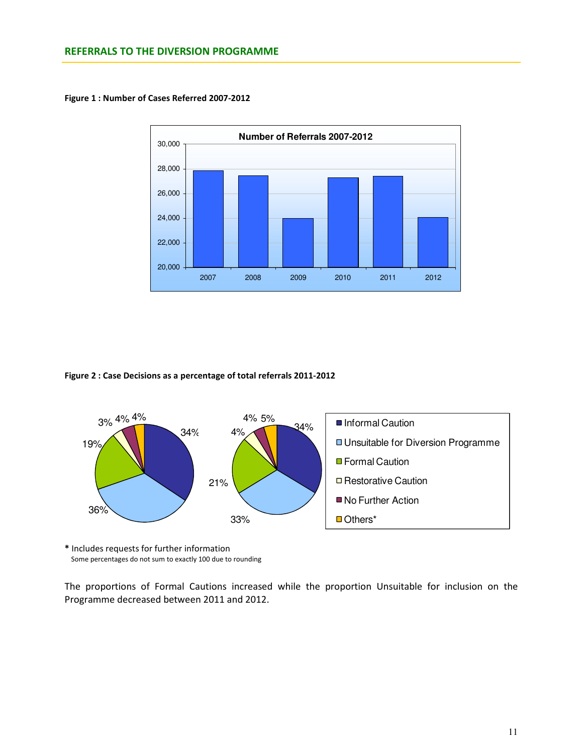## REFERRALS TO THE DIVERSION PROGRAMME

**Figure 1 : Number of Cases Referred 2007-2012**

**Figure 2 : Case Decisions as a percentage of total referrals 2011-2012**

**\*** Includes requests for further information
Some percentages do not sum to exactly 100 due to rounding

The proportions of Formal Cautions increased while the proportion Unsuitable for inclusion on the Programme decreased between 2011 and 2012.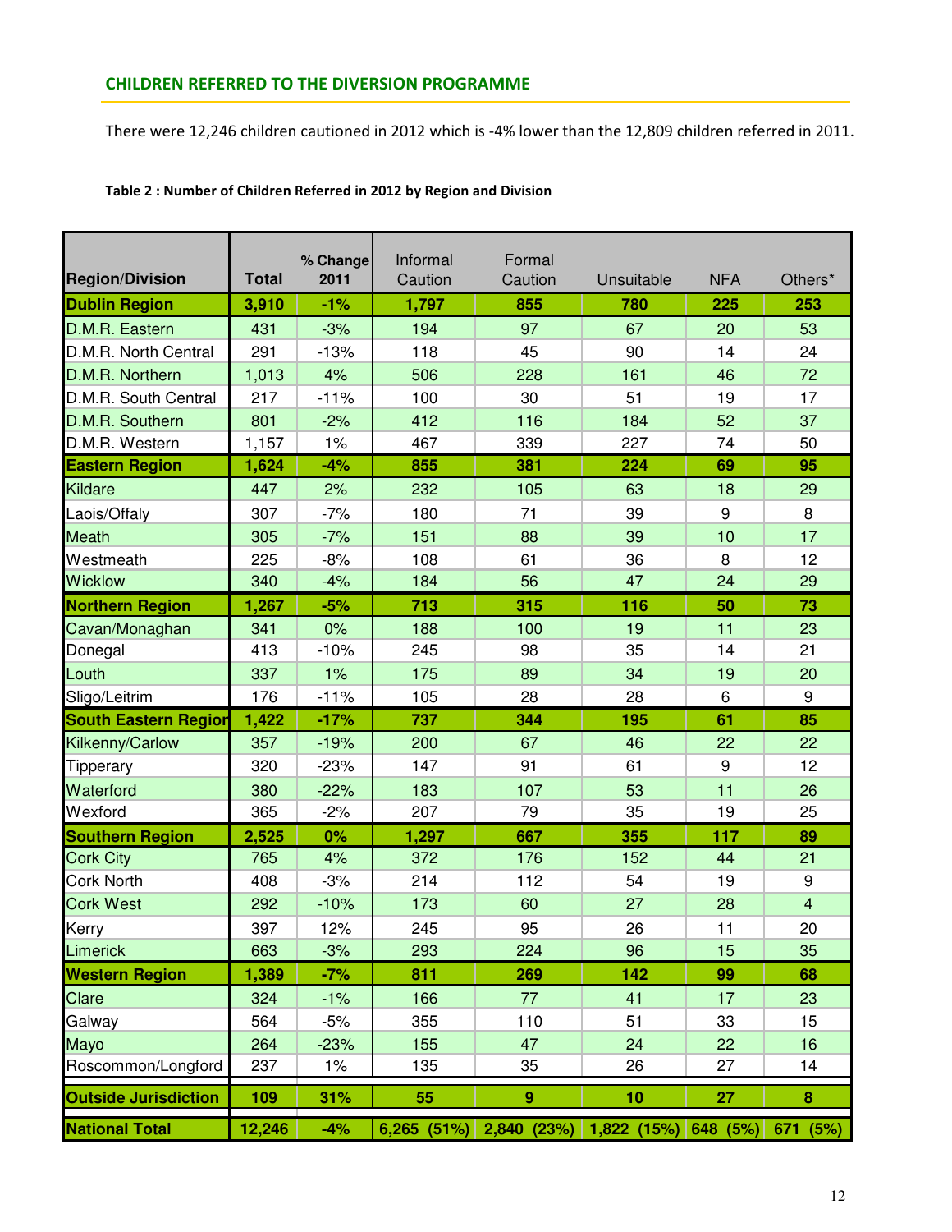## CHILDREN REFERRED TO THE DIVERSION PROGRAMME

There were 12,246 children cautioned in 2012 which is -4% lower than the 12,809 children referred in 2011.

**Table 2 : Number of Children Referred in 2012 by Region and Division**

| Region/Division | Total | % Change 2011 | Informal Caution | Formal Caution | Unsuitable | NFA | Others* |
|---|---|---|---|---|---|---|---|
| **Dublin Region** | **3,910** | **-1%** | **1,797** | **855** | **780** | **225** | **253** |
| D.M.R. Eastern | 431 | -3% | 194 | 97 | 67 | 20 | 53 |
| D.M.R. North Central | 291 | -13% | 118 | 45 | 90 | 14 | 24 |
| D.M.R. Northern | 1,013 | 4% | 506 | 228 | 161 | 46 | 72 |
| D.M.R. South Central | 217 | -11% | 100 | 30 | 51 | 19 | 17 |
| D.M.R. Southern | 801 | -2% | 412 | 116 | 184 | 52 | 37 |
| D.M.R. Western | 1,157 | 1% | 467 | 339 | 227 | 74 | 50 |
| **Eastern Region** | **1,624** | **-4%** | **855** | **381** | **224** | **69** | **95** |
| Kildare | 447 | 2% | 232 | 105 | 63 | 18 | 29 |
| Laois/Offaly | 307 | -7% | 180 | 71 | 39 | 9 | 8 |
| Meath | 305 | -7% | 151 | 88 | 39 | 10 | 17 |
| Westmeath | 225 | -8% | 108 | 61 | 36 | 8 | 12 |
| Wicklow | 340 | -4% | 184 | 56 | 47 | 24 | 29 |
| **Northern Region** | **1,267** | **-5%** | **713** | **315** | **116** | **50** | **73** |
| Cavan/Monaghan | 341 | 0% | 188 | 100 | 19 | 11 | 23 |
| Donegal | 413 | -10% | 245 | 98 | 35 | 14 | 21 |
| Louth | 337 | 1% | 175 | 89 | 34 | 19 | 20 |
| Sligo/Leitrim | 176 | -11% | 105 | 28 | 28 | 6 | 9 |
| **South Eastern Region** | **1,422** | **-17%** | **737** | **344** | **195** | **61** | **85** |
| Kilkenny/Carlow | 357 | -19% | 200 | 67 | 46 | 22 | 22 |
| Tipperary | 320 | -23% | 147 | 91 | 61 | 9 | 12 |
| Waterford | 380 | -22% | 183 | 107 | 53 | 11 | 26 |
| Wexford | 365 | -2% | 207 | 79 | 35 | 19 | 25 |
| **Southern Region** | **2,525** | **0%** | **1,297** | **667** | **355** | **117** | **89** |
| Cork City | 765 | 4% | 372 | 176 | 152 | 44 | 21 |
| Cork North | 408 | -3% | 214 | 112 | 54 | 19 | 9 |
| Cork West | 292 | -10% | 173 | 60 | 27 | 28 | 4 |
| Kerry | 397 | 12% | 245 | 95 | 26 | 11 | 20 |
| Limerick | 663 | -3% | 293 | 224 | 96 | 15 | 35 |
| **Western Region** | **1,389** | **-7%** | **811** | **269** | **142** | **99** | **68** |
| Clare | 324 | -1% | 166 | 77 | 41 | 17 | 23 |
| Galway | 564 | -5% | 355 | 110 | 51 | 33 | 15 |
| Mayo | 264 | -23% | 155 | 47 | 24 | 22 | 16 |
| Roscommon/Longford | 237 | 1% | 135 | 35 | 26 | 27 | 14 |
| **Outside Jurisdiction** | **109** | **31%** | **55** | **9** | **10** | **27** | **8** |
| **National Total** | **12,246** | **-4%** | **6,265 (51%)** | **2,840 (23%)** | **1,822 (15%)** | **648 (5%)** | **671 (5%)** |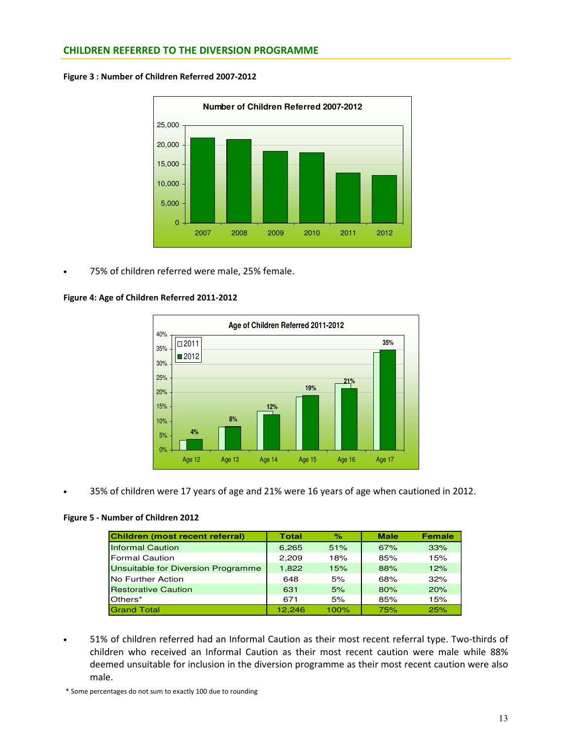## CHILDREN REFERRED TO THE DIVERSION PROGRAMME

**Figure 3 : Number of Children Referred 2007-2012**

- 75% of children referred were male, 25% female.

**Figure 4: Age of Children Referred 2011-2012**

- 35% of children were 17 years of age and 21% were 16 years of age when cautioned in 2012.

**Figure 5 - Number of Children 2012**

| Children (most recent referral) | Total | % | Male | Female |
|---|---|---|---|---|
| Informal Caution | 6,265 | 51% | 67% | 33% |
| Formal Caution | 2,209 | 18% | 85% | 15% |
| Unsuitable for Diversion Programme | 1,822 | 15% | 88% | 12% |
| No Further Action | 648 | 5% | 68% | 32% |
| Restorative Caution | 631 | 5% | 80% | 20% |
| Others* | 671 | 5% | 85% | 15% |
| Grand Total | 12,246 | 100% | 75% | 25% |

- 51% of children referred had an Informal Caution as their most recent referral type. Two-thirds of children who received an Informal Caution as their most recent caution were male while 88% deemed unsuitable for inclusion in the diversion programme as their most recent caution were also male.

\* Some percentages do not sum to exactly 100 due to rounding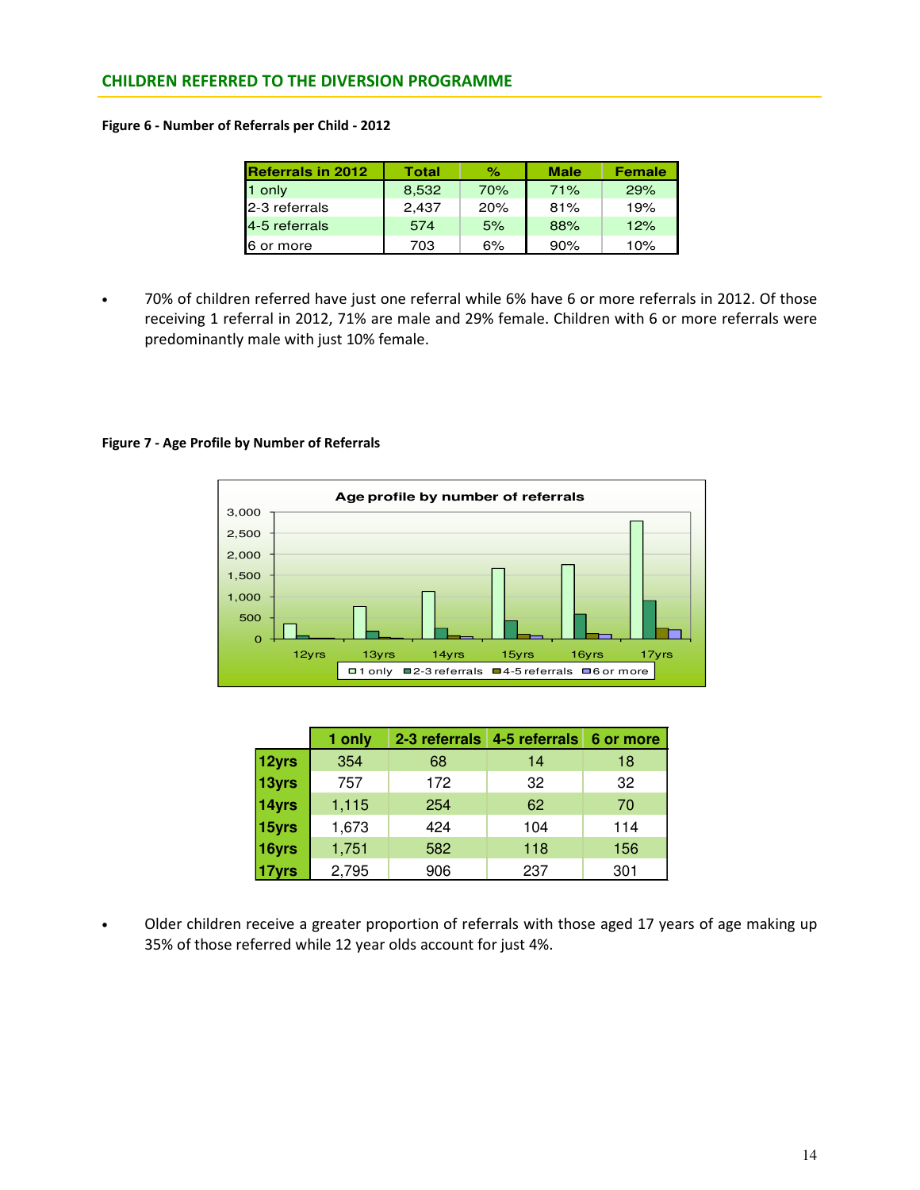## CHILDREN REFERRED TO THE DIVERSION PROGRAMME

**Figure 6 - Number of Referrals per Child - 2012**

| Referrals in 2012 | Total | % | Male | Female |
|---|---|---|---|---|
| 1 only | 8,532 | 70% | 71% | 29% |
| 2-3 referrals | 2,437 | 20% | 81% | 19% |
| 4-5 referrals | 574 | 5% | 88% | 12% |
| 6 or more | 703 | 6% | 90% | 10% |

- 70% of children referred have just one referral while 6% have 6 or more referrals in 2012. Of those receiving 1 referral in 2012, 71% are male and 29% female. Children with 6 or more referrals were predominantly male with just 10% female.

**Figure 7 - Age Profile by Number of Referrals**

| | 1 only | 2-3 referrals | 4-5 referrals | 6 or more |
|---|---|---|---|---|
| 12yrs | 354 | 68 | 14 | 18 |
| 13yrs | 757 | 172 | 32 | 32 |
| 14yrs | 1,115 | 254 | 62 | 70 |
| 15yrs | 1,673 | 424 | 104 | 114 |
| 16yrs | 1,751 | 582 | 118 | 156 |
| 17yrs | 2,795 | 906 | 237 | 301 |

- Older children receive a greater proportion of referrals with those aged 17 years of age making up 35% of those referred while 12 year olds account for just 4%.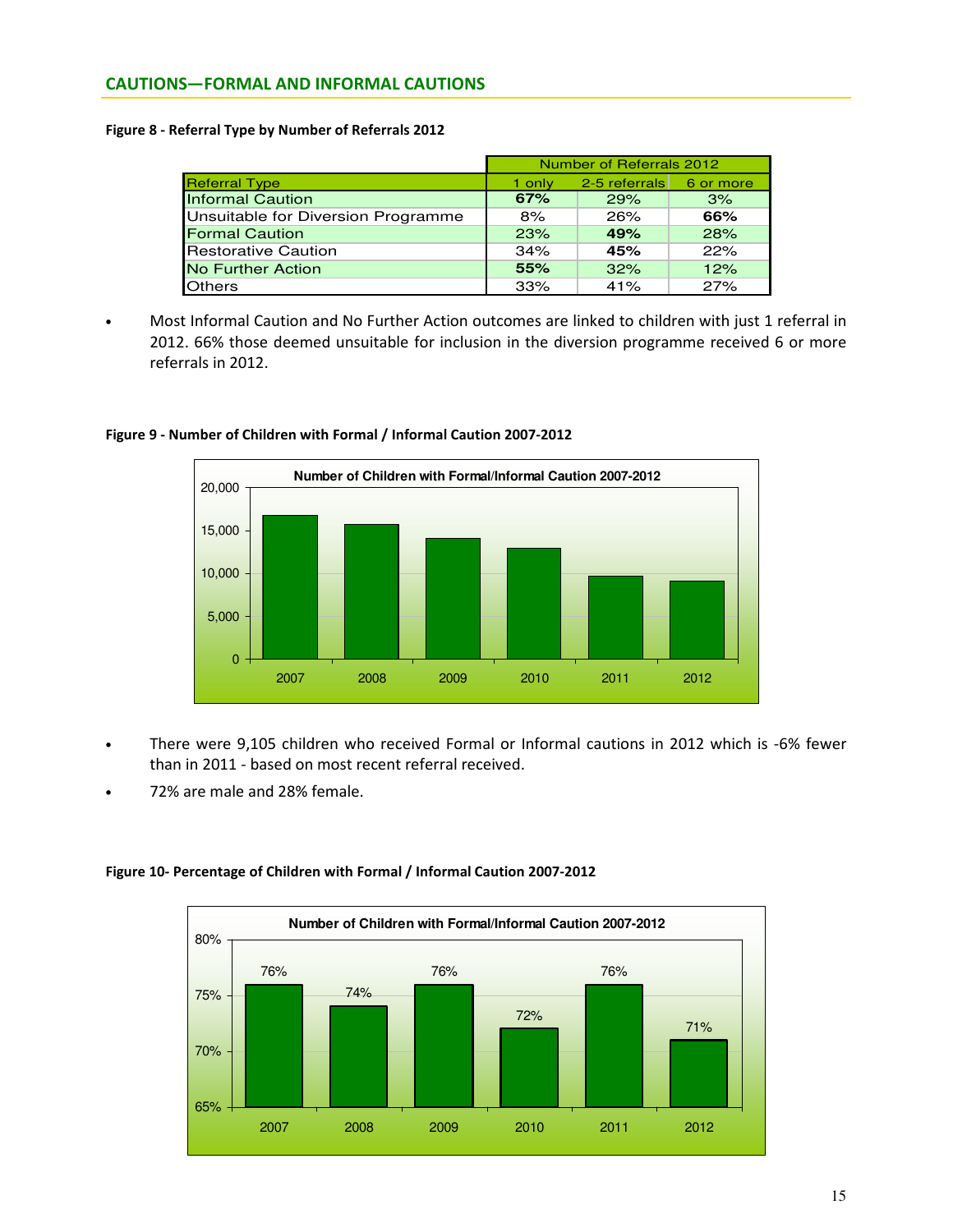## CAUTIONS—FORMAL AND INFORMAL CAUTIONS

**Figure 8 - Referral Type by Number of Referrals 2012**

| | Number of Referrals 2012 | | |
|---|---|---|---|
| Referral Type | 1 only | 2-5 referrals | 6 or more |
| Informal Caution | **67%** | 29% | 3% |
| Unsuitable for Diversion Programme | 8% | 26% | **66%** |
| Formal Caution | 23% | **49%** | 28% |
| Restorative Caution | 34% | **45%** | 22% |
| No Further Action | **55%** | 32% | 12% |
| Others | 33% | 41% | 27% |

- Most Informal Caution and No Further Action outcomes are linked to children with just 1 referral in 2012. 66% those deemed unsuitable for inclusion in the diversion programme received 6 or more referrals in 2012.

**Figure 9 - Number of Children with Formal / Informal Caution 2007-2012**

- There were 9,105 children who received Formal or Informal cautions in 2012 which is -6% fewer than in 2011 - based on most recent referral received.
- 72% are male and 28% female.

**Figure 10- Percentage of Children with Formal / Informal Caution 2007-2012**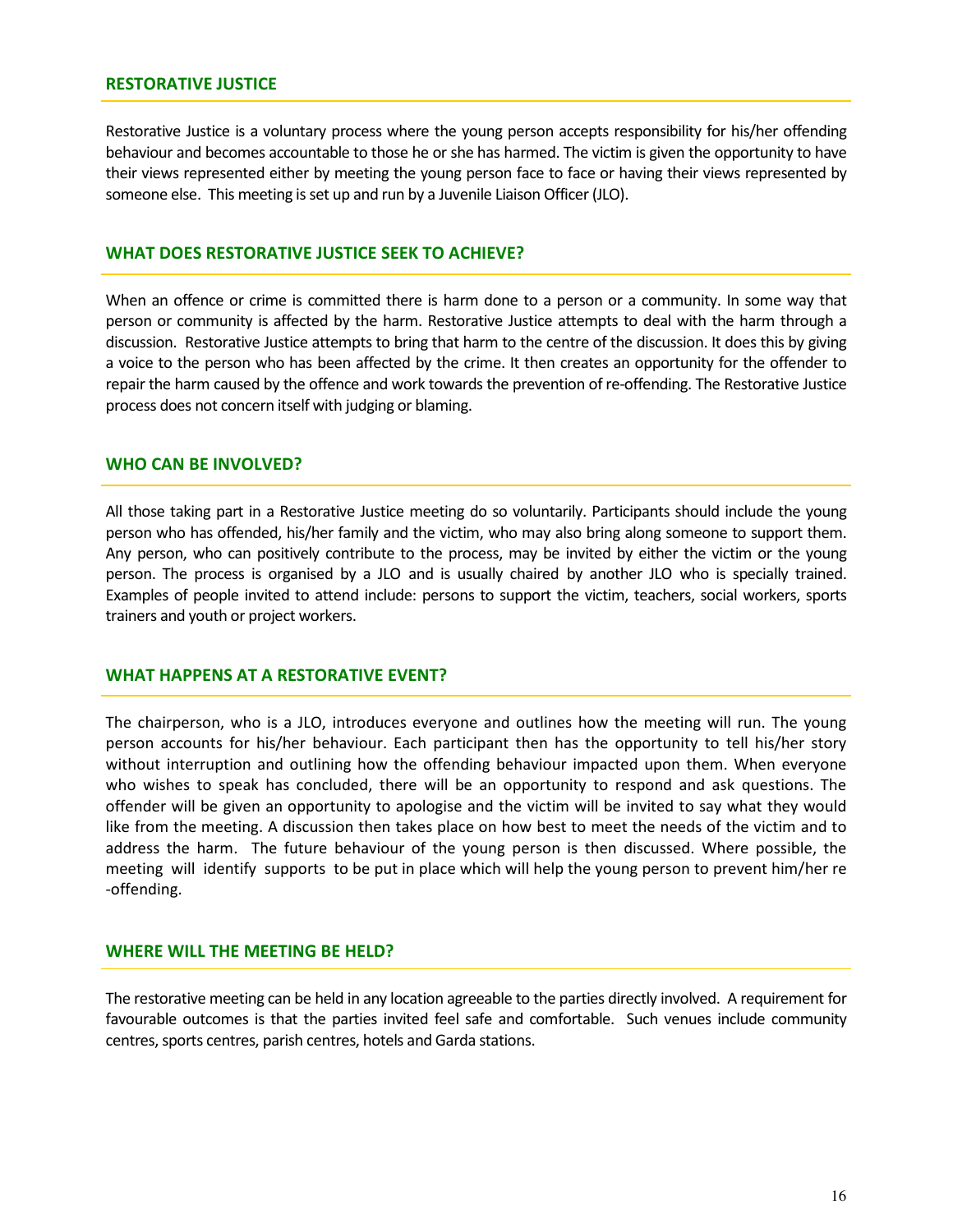## RESTORATIVE JUSTICE

Restorative Justice is a voluntary process where the young person accepts responsibility for his/her offending behaviour and becomes accountable to those he or she has harmed. The victim is given the opportunity to have their views represented either by meeting the young person face to face or having their views represented by someone else. This meeting is set up and run by a Juvenile Liaison Officer (JLO).

## WHAT DOES RESTORATIVE JUSTICE SEEK TO ACHIEVE?

When an offence or crime is committed there is harm done to a person or a community. In some way that person or community is affected by the harm. Restorative Justice attempts to deal with the harm through a discussion. Restorative Justice attempts to bring that harm to the centre of the discussion. It does this by giving a voice to the person who has been affected by the crime. It then creates an opportunity for the offender to repair the harm caused by the offence and work towards the prevention of re-offending. The Restorative Justice process does not concern itself with judging or blaming.

## WHO CAN BE INVOLVED?

All those taking part in a Restorative Justice meeting do so voluntarily. Participants should include the young person who has offended, his/her family and the victim, who may also bring along someone to support them. Any person, who can positively contribute to the process, may be invited by either the victim or the young person. The process is organised by a JLO and is usually chaired by another JLO who is specially trained. Examples of people invited to attend include: persons to support the victim, teachers, social workers, sports trainers and youth or project workers.

## WHAT HAPPENS AT A RESTORATIVE EVENT?

The chairperson, who is a JLO, introduces everyone and outlines how the meeting will run. The young person accounts for his/her behaviour. Each participant then has the opportunity to tell his/her story without interruption and outlining how the offending behaviour impacted upon them. When everyone who wishes to speak has concluded, there will be an opportunity to respond and ask questions. The offender will be given an opportunity to apologise and the victim will be invited to say what they would like from the meeting. A discussion then takes place on how best to meet the needs of the victim and to address the harm. The future behaviour of the young person is then discussed. Where possible, the meeting will identify supports to be put in place which will help the young person to prevent him/her re-offending.

## WHERE WILL THE MEETING BE HELD?

The restorative meeting can be held in any location agreeable to the parties directly involved. A requirement for favourable outcomes is that the parties invited feel safe and comfortable. Such venues include community centres, sports centres, parish centres, hotels and Garda stations.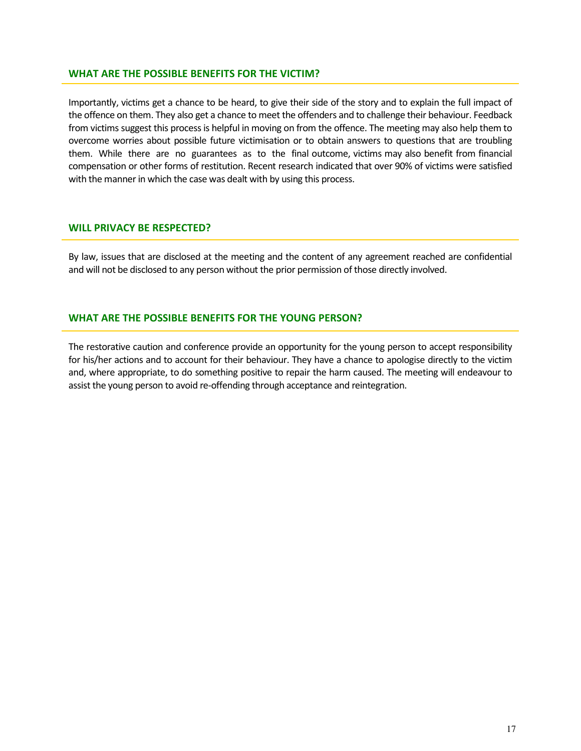## WHAT ARE THE POSSIBLE BENEFITS FOR THE VICTIM?

Importantly, victims get a chance to be heard, to give their side of the story and to explain the full impact of the offence on them. They also get a chance to meet the offenders and to challenge their behaviour. Feedback from victims suggest this process is helpful in moving on from the offence. The meeting may also help them to overcome worries about possible future victimisation or to obtain answers to questions that are troubling them. While there are no guarantees as to the final outcome, victims may also benefit from financial compensation or other forms of restitution. Recent research indicated that over 90% of victims were satisfied with the manner in which the case was dealt with by using this process.

## WILL PRIVACY BE RESPECTED?

By law, issues that are disclosed at the meeting and the content of any agreement reached are confidential and will not be disclosed to any person without the prior permission of those directly involved.

## WHAT ARE THE POSSIBLE BENEFITS FOR THE YOUNG PERSON?

The restorative caution and conference provide an opportunity for the young person to accept responsibility for his/her actions and to account for their behaviour. They have a chance to apologise directly to the victim and, where appropriate, to do something positive to repair the harm caused. The meeting will endeavour to assist the young person to avoid re-offending through acceptance and reintegration.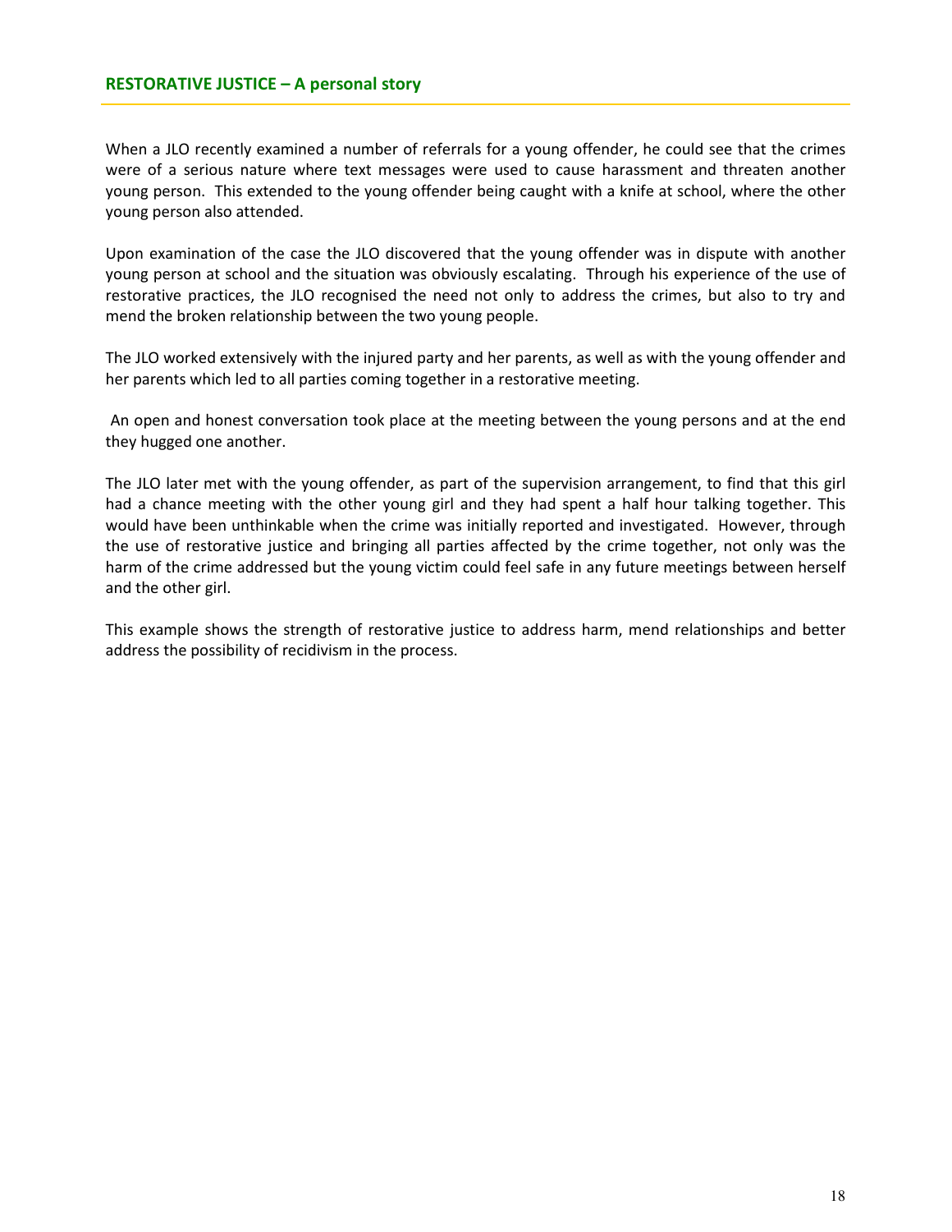## RESTORATIVE JUSTICE – A personal story

When a JLO recently examined a number of referrals for a young offender, he could see that the crimes were of a serious nature where text messages were used to cause harassment and threaten another young person. This extended to the young offender being caught with a knife at school, where the other young person also attended.

Upon examination of the case the JLO discovered that the young offender was in dispute with another young person at school and the situation was obviously escalating. Through his experience of the use of restorative practices, the JLO recognised the need not only to address the crimes, but also to try and mend the broken relationship between the two young people.

The JLO worked extensively with the injured party and her parents, as well as with the young offender and her parents which led to all parties coming together in a restorative meeting.

An open and honest conversation took place at the meeting between the young persons and at the end they hugged one another.

The JLO later met with the young offender, as part of the supervision arrangement, to find that this girl had a chance meeting with the other young girl and they had spent a half hour talking together. This would have been unthinkable when the crime was initially reported and investigated. However, through the use of restorative justice and bringing all parties affected by the crime together, not only was the harm of the crime addressed but the young victim could feel safe in any future meetings between herself and the other girl.

This example shows the strength of restorative justice to address harm, mend relationships and better address the possibility of recidivism in the process.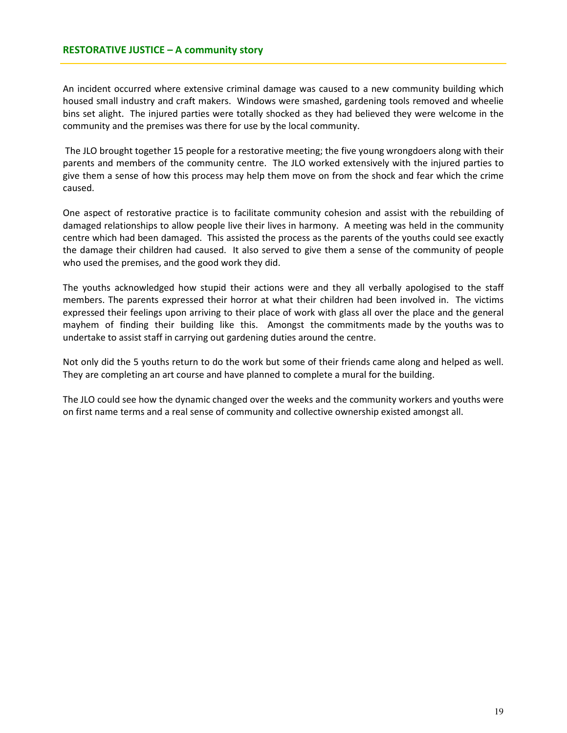## RESTORATIVE JUSTICE – A community story

An incident occurred where extensive criminal damage was caused to a new community building which housed small industry and craft makers. Windows were smashed, gardening tools removed and wheelie bins set alight. The injured parties were totally shocked as they had believed they were welcome in the community and the premises was there for use by the local community.

The JLO brought together 15 people for a restorative meeting; the five young wrongdoers along with their parents and members of the community centre. The JLO worked extensively with the injured parties to give them a sense of how this process may help them move on from the shock and fear which the crime caused.

One aspect of restorative practice is to facilitate community cohesion and assist with the rebuilding of damaged relationships to allow people live their lives in harmony. A meeting was held in the community centre which had been damaged. This assisted the process as the parents of the youths could see exactly the damage their children had caused. It also served to give them a sense of the community of people who used the premises, and the good work they did.

The youths acknowledged how stupid their actions were and they all verbally apologised to the staff members. The parents expressed their horror at what their children had been involved in. The victims expressed their feelings upon arriving to their place of work with glass all over the place and the general mayhem of finding their building like this. Amongst the commitments made by the youths was to undertake to assist staff in carrying out gardening duties around the centre.

Not only did the 5 youths return to do the work but some of their friends came along and helped as well. They are completing an art course and have planned to complete a mural for the building.

The JLO could see how the dynamic changed over the weeks and the community workers and youths were on first name terms and a real sense of community and collective ownership existed amongst all.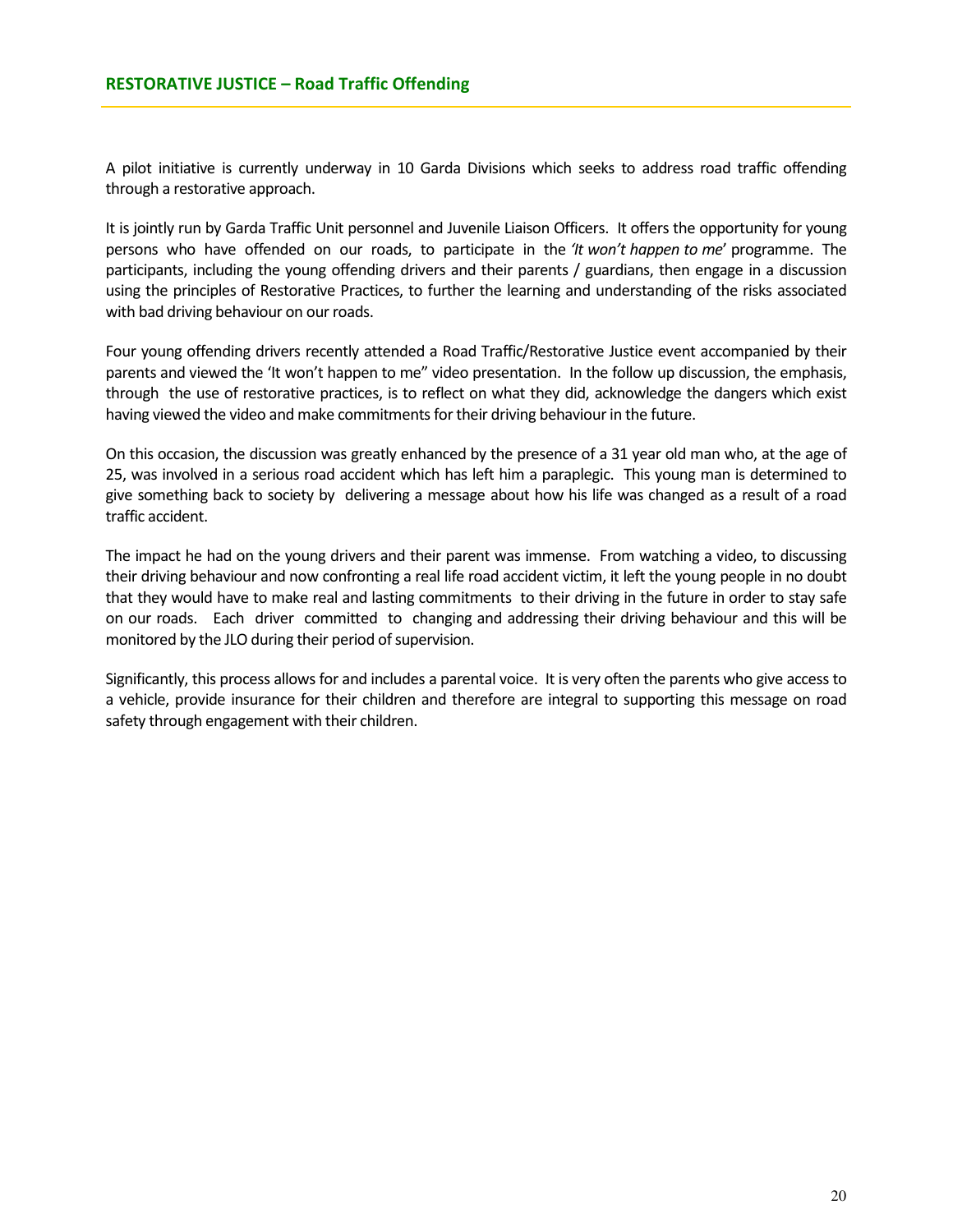## RESTORATIVE JUSTICE – Road Traffic Offending

A pilot initiative is currently underway in 10 Garda Divisions which seeks to address road traffic offending through a restorative approach.

It is jointly run by Garda Traffic Unit personnel and Juvenile Liaison Officers. It offers the opportunity for young persons who have offended on our roads, to participate in the *'It won't happen to me'* programme. The participants, including the young offending drivers and their parents / guardians, then engage in a discussion using the principles of Restorative Practices, to further the learning and understanding of the risks associated with bad driving behaviour on our roads.

Four young offending drivers recently attended a Road Traffic/Restorative Justice event accompanied by their parents and viewed the 'It won't happen to me" video presentation. In the follow up discussion, the emphasis, through the use of restorative practices, is to reflect on what they did, acknowledge the dangers which exist having viewed the video and make commitments for their driving behaviour in the future.

On this occasion, the discussion was greatly enhanced by the presence of a 31 year old man who, at the age of 25, was involved in a serious road accident which has left him a paraplegic. This young man is determined to give something back to society by delivering a message about how his life was changed as a result of a road traffic accident.

The impact he had on the young drivers and their parent was immense. From watching a video, to discussing their driving behaviour and now confronting a real life road accident victim, it left the young people in no doubt that they would have to make real and lasting commitments to their driving in the future in order to stay safe on our roads. Each driver committed to changing and addressing their driving behaviour and this will be monitored by the JLO during their period of supervision.

Significantly, this process allows for and includes a parental voice. It is very often the parents who give access to a vehicle, provide insurance for their children and therefore are integral to supporting this message on road safety through engagement with their children.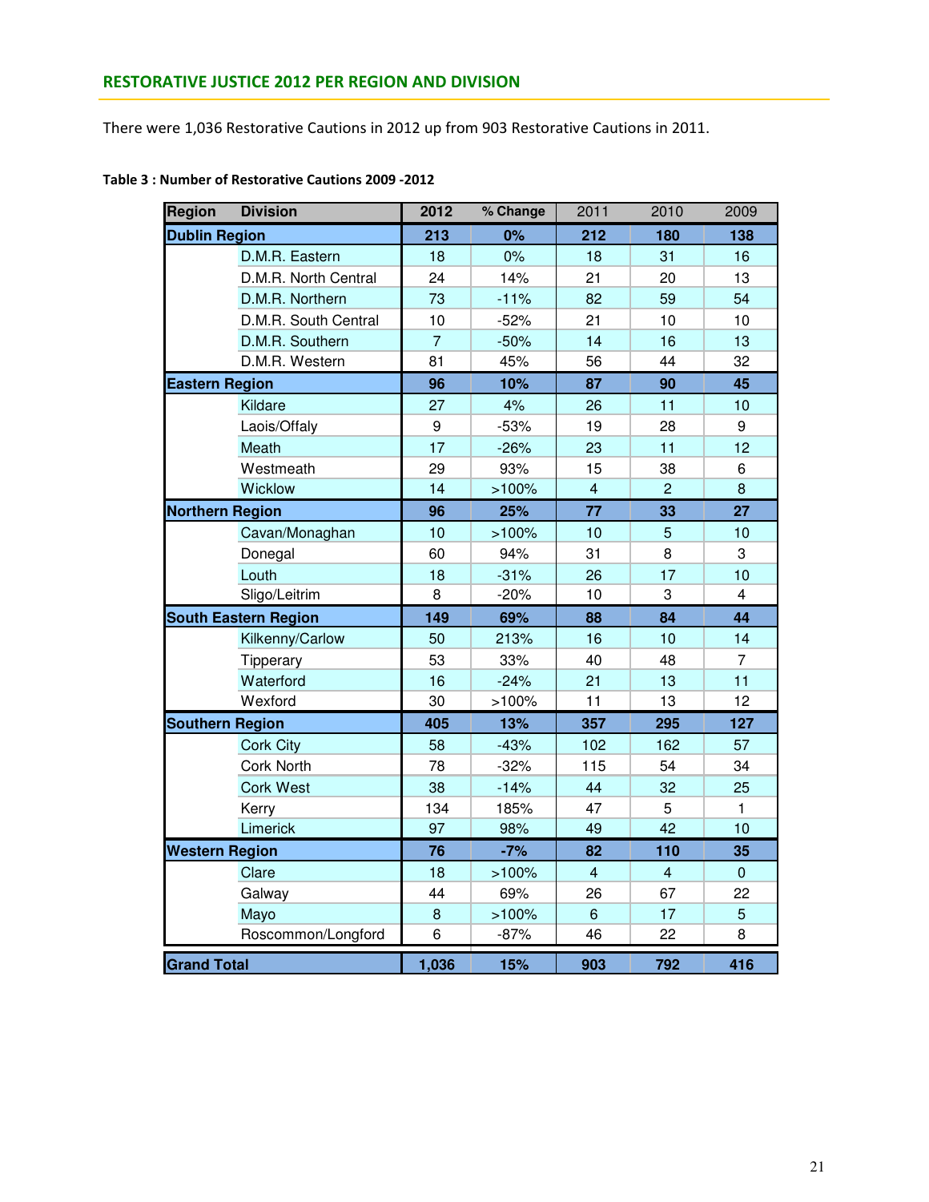## RESTORATIVE JUSTICE 2012 PER REGION AND DIVISION

There were 1,036 Restorative Cautions in 2012 up from 903 Restorative Cautions in 2011.

**Table 3 : Number of Restorative Cautions 2009 -2012**

| Region | Division | 2012 | % Change | 2011 | 2010 | 2009 |
|---|---|---|---|---|---|---|
| **Dublin Region** | | **213** | **0%** | **212** | **180** | **138** |
| | D.M.R. Eastern | 18 | 0% | 18 | 31 | 16 |
| | D.M.R. North Central | 24 | 14% | 21 | 20 | 13 |
| | D.M.R. Northern | 73 | -11% | 82 | 59 | 54 |
| | D.M.R. South Central | 10 | -52% | 21 | 10 | 10 |
| | D.M.R. Southern | 7 | -50% | 14 | 16 | 13 |
| | D.M.R. Western | 81 | 45% | 56 | 44 | 32 |
| **Eastern Region** | | **96** | **10%** | **87** | **90** | **45** |
| | Kildare | 27 | 4% | 26 | 11 | 10 |
| | Laois/Offaly | 9 | -53% | 19 | 28 | 9 |
| | Meath | 17 | -26% | 23 | 11 | 12 |
| | Westmeath | 29 | 93% | 15 | 38 | 6 |
| | Wicklow | 14 | >100% | 4 | 2 | 8 |
| **Northern Region** | | **96** | **25%** | **77** | **33** | **27** |
| | Cavan/Monaghan | 10 | >100% | 10 | 5 | 10 |
| | Donegal | 60 | 94% | 31 | 8 | 3 |
| | Louth | 18 | -31% | 26 | 17 | 10 |
| | Sligo/Leitrim | 8 | -20% | 10 | 3 | 4 |
| **South Eastern Region** | | **149** | **69%** | **88** | **84** | **44** |
| | Kilkenny/Carlow | 50 | 213% | 16 | 10 | 14 |
| | Tipperary | 53 | 33% | 40 | 48 | 7 |
| | Waterford | 16 | -24% | 21 | 13 | 11 |
| | Wexford | 30 | >100% | 11 | 13 | 12 |
| **Southern Region** | | **405** | **13%** | **357** | **295** | **127** |
| | Cork City | 58 | -43% | 102 | 162 | 57 |
| | Cork North | 78 | -32% | 115 | 54 | 34 |
| | Cork West | 38 | -14% | 44 | 32 | 25 |
| | Kerry | 134 | 185% | 47 | 5 | 1 |
| | Limerick | 97 | 98% | 49 | 42 | 10 |
| **Western Region** | | **76** | **-7%** | **82** | **110** | **35** |
| | Clare | 18 | >100% | 4 | 4 | 0 |
| | Galway | 44 | 69% | 26 | 67 | 22 |
| | Mayo | 8 | >100% | 6 | 17 | 5 |
| | Roscommon/Longford | 6 | -87% | 46 | 22 | 8 |
| **Grand Total** | | **1,036** | **15%** | **903** | **792** | **416** |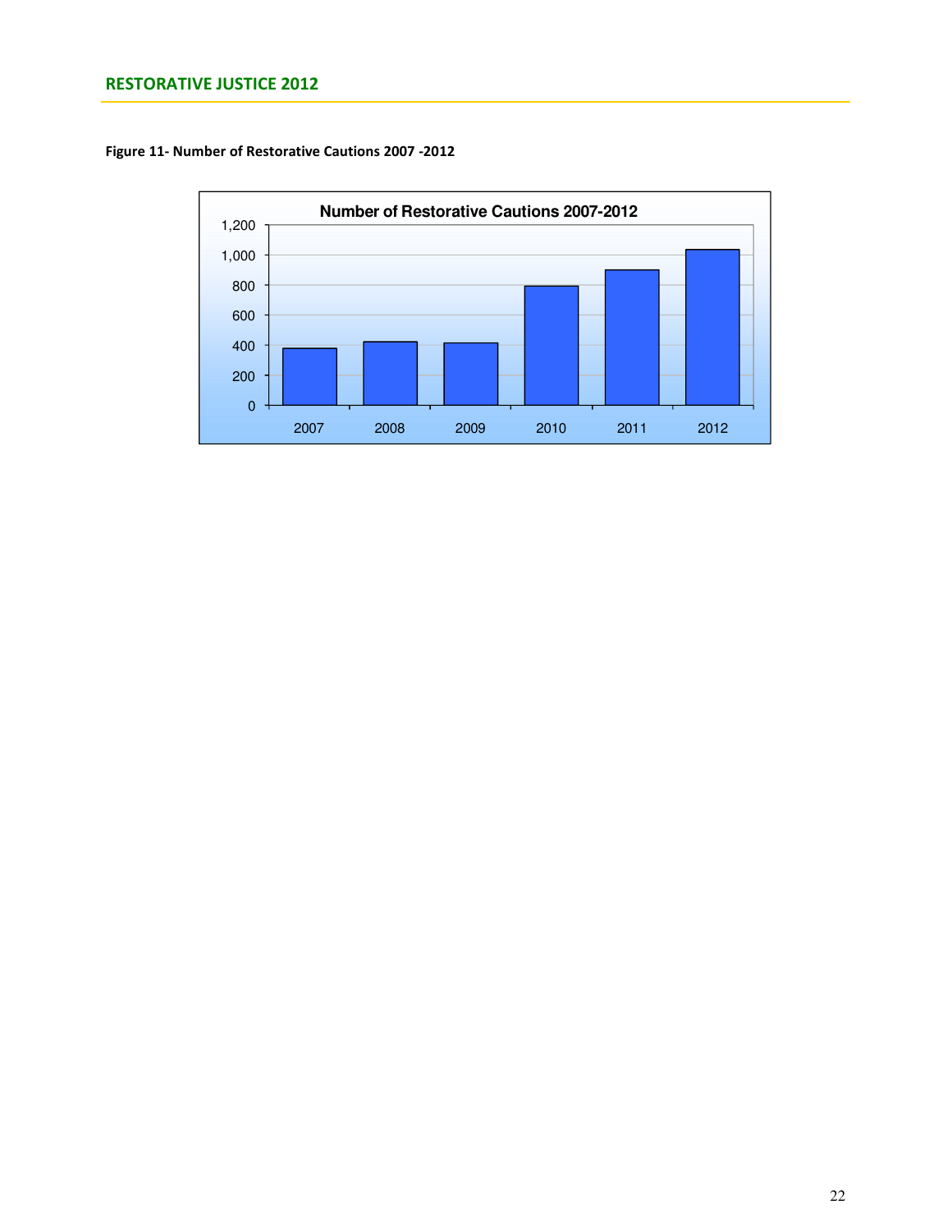**Figure 11- Number of Restorative Cautions 2007 -2012**

Number of Restorative Cautions 2007-2012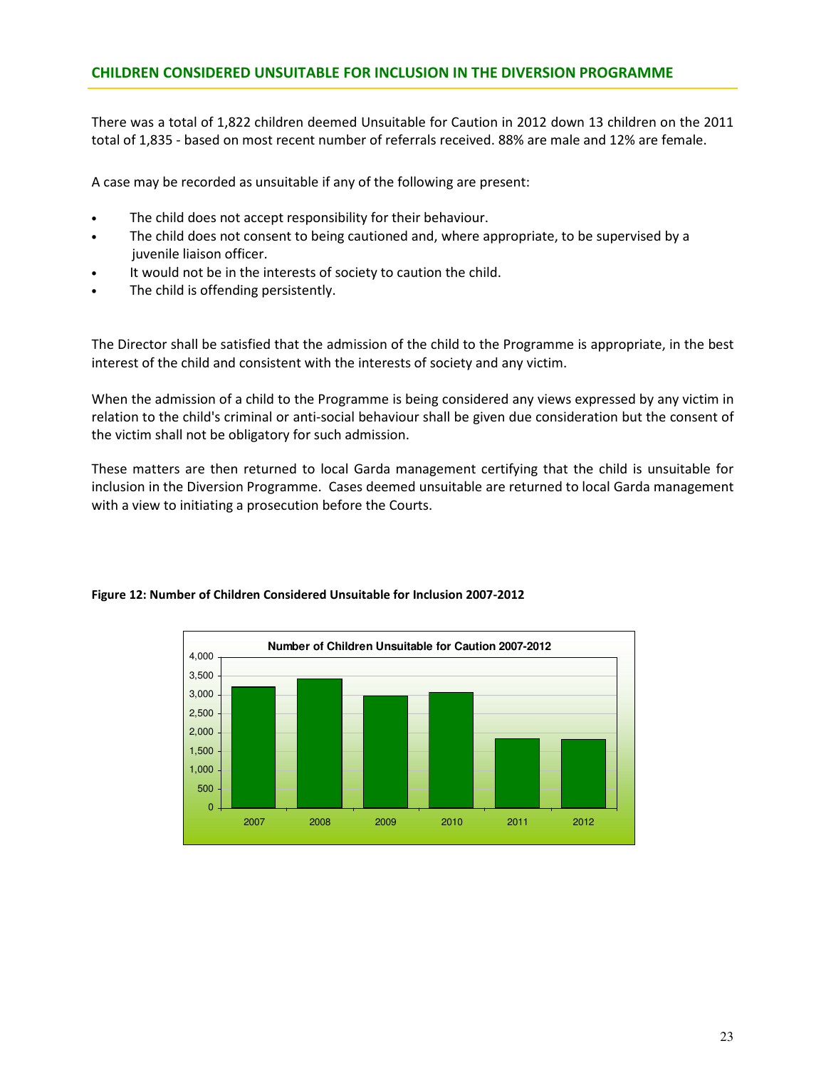## CHILDREN CONSIDERED UNSUITABLE FOR INCLUSION IN THE DIVERSION PROGRAMME

There was a total of 1,822 children deemed Unsuitable for Caution in 2012 down 13 children on the 2011 total of 1,835 - based on most recent number of referrals received. 88% are male and 12% are female.

A case may be recorded as unsuitable if any of the following are present:

- The child does not accept responsibility for their behaviour.
- The child does not consent to being cautioned and, where appropriate, to be supervised by a juvenile liaison officer.
- It would not be in the interests of society to caution the child.
- The child is offending persistently.

The Director shall be satisfied that the admission of the child to the Programme is appropriate, in the best interest of the child and consistent with the interests of society and any victim.

When the admission of a child to the Programme is being considered any views expressed by any victim in relation to the child's criminal or anti-social behaviour shall be given due consideration but the consent of the victim shall not be obligatory for such admission.

These matters are then returned to local Garda management certifying that the child is unsuitable for inclusion in the Diversion Programme. Cases deemed unsuitable are returned to local Garda management with a view to initiating a prosecution before the Courts.

**Figure 12: Number of Children Considered Unsuitable for Inclusion 2007-2012**

**Number of Children Unsuitable for Caution 2007-2012**

| Year | Number (approx.) |
|---|---|
| 2007 | 3,200 |
| 2008 | 3,420 |
| 2009 | 2,970 |
| 2010 | 3,060 |
| 2011 | 1,835 |
| 2012 | 1,822 |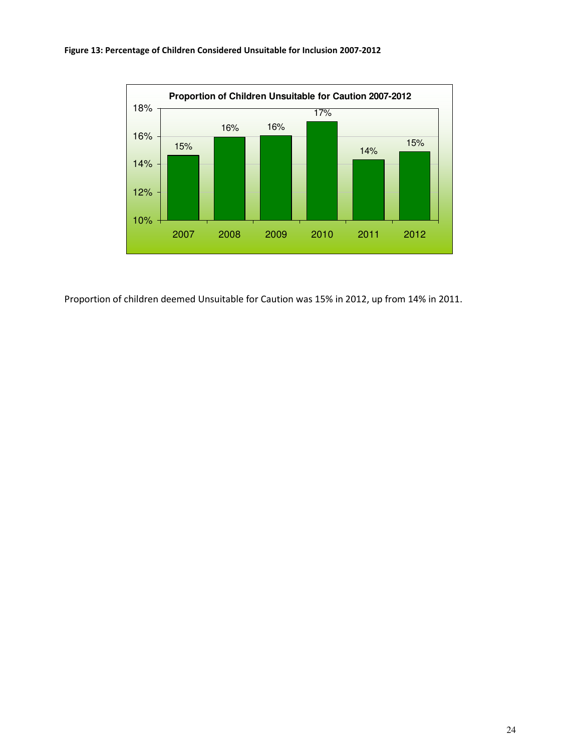**Figure 13: Percentage of Children Considered Unsuitable for Inclusion 2007-2012**

Proportion of children deemed Unsuitable for Caution was 15% in 2012, up from 14% in 2011.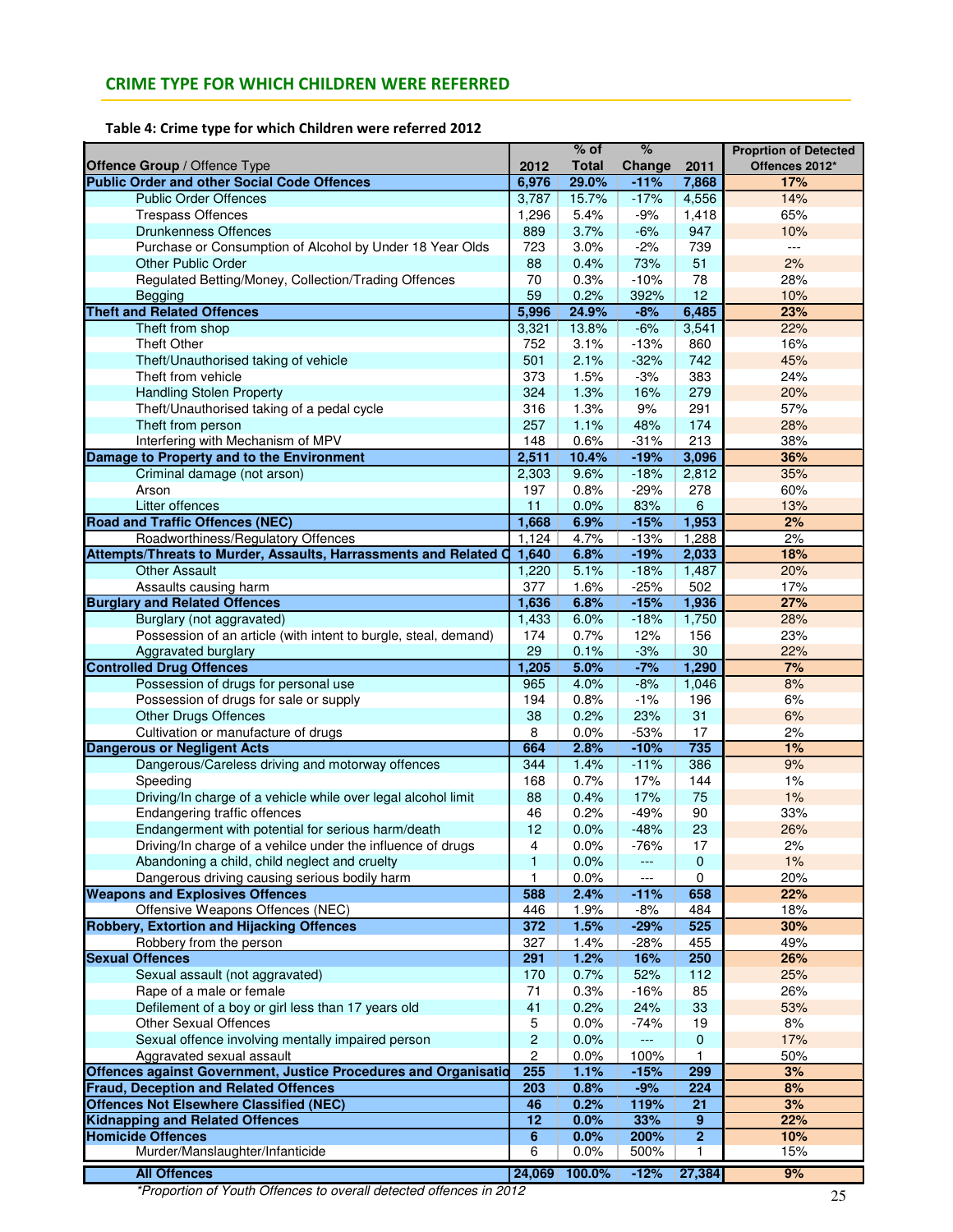## CRIME TYPE FOR WHICH CHILDREN WERE REFERRED

**Table 4: Crime type for which Children were referred 2012**

| **Offence Group** / Offence Type | 2012 | % of Total | % Change | 2011 | Proprtion of Detected Offences 2012* |
|---|---|---|---|---|---|
| **Public Order and other Social Code Offences** | **6,976** | **29.0%** | **-11%** | **7,868** | **17%** |
| Public Order Offences | 3,787 | 15.7% | -17% | 4,556 | 14% |
| Trespass Offences | 1,296 | 5.4% | -9% | 1,418 | 65% |
| Drunkenness Offences | 889 | 3.7% | -6% | 947 | 10% |
| Purchase or Consumption of Alcohol by Under 18 Year Olds | 723 | 3.0% | -2% | 739 | --- |
| Other Public Order | 88 | 0.4% | 73% | 51 | 2% |
| Regulated Betting/Money, Collection/Trading Offences | 70 | 0.3% | -10% | 78 | 28% |
| Begging | 59 | 0.2% | 392% | 12 | 10% |
| **Theft and Related Offences** | **5,996** | **24.9%** | **-8%** | **6,485** | **23%** |
| Theft from shop | 3,321 | 13.8% | -6% | 3,541 | 22% |
| Theft Other | 752 | 3.1% | -13% | 860 | 16% |
| Theft/Unauthorised taking of vehicle | 501 | 2.1% | -32% | 742 | 45% |
| Theft from vehicle | 373 | 1.5% | -3% | 383 | 24% |
| Handling Stolen Property | 324 | 1.3% | 16% | 279 | 20% |
| Theft/Unauthorised taking of a pedal cycle | 316 | 1.3% | 9% | 291 | 57% |
| Theft from person | 257 | 1.1% | 48% | 174 | 28% |
| Interfering with Mechanism of MPV | 148 | 0.6% | -31% | 213 | 38% |
| **Damage to Property and to the Environment** | **2,511** | **10.4%** | **-19%** | **3,096** | **36%** |
| Criminal damage (not arson) | 2,303 | 9.6% | -18% | 2,812 | 35% |
| Arson | 197 | 0.8% | -29% | 278 | 60% |
| Litter offences | 11 | 0.0% | 83% | 6 | 13% |
| **Road and Traffic Offences (NEC)** | **1,668** | **6.9%** | **-15%** | **1,953** | **2%** |
| Roadworthiness/Regulatory Offences | 1,124 | 4.7% | -13% | 1,288 | 2% |
| **Attempts/Threats to Murder, Assaults, Harrassments and Related O** | **1,640** | **6.8%** | **-19%** | **2,033** | **18%** |
| Other Assault | 1,220 | 5.1% | -18% | 1,487 | 20% |
| Assaults causing harm | 377 | 1.6% | -25% | 502 | 17% |
| **Burglary and Related Offences** | **1,636** | **6.8%** | **-15%** | **1,936** | **27%** |
| Burglary (not aggravated) | 1,433 | 6.0% | -18% | 1,750 | 28% |
| Possession of an article (with intent to burgle, steal, demand) | 174 | 0.7% | 12% | 156 | 23% |
| Aggravated burglary | 29 | 0.1% | -3% | 30 | 22% |
| **Controlled Drug Offences** | **1,205** | **5.0%** | **-7%** | **1,290** | **7%** |
| Possession of drugs for personal use | 965 | 4.0% | -8% | 1,046 | 8% |
| Possession of drugs for sale or supply | 194 | 0.8% | -1% | 196 | 6% |
| Other Drugs Offences | 38 | 0.2% | 23% | 31 | 6% |
| Cultivation or manufacture of drugs | 8 | 0.0% | -53% | 17 | 2% |
| **Dangerous or Negligent Acts** | **664** | **2.8%** | **-10%** | **735** | **1%** |
| Dangerous/Careless driving and motorway offences | 344 | 1.4% | -11% | 386 | 9% |
| Speeding | 168 | 0.7% | 17% | 144 | 1% |
| Driving/In charge of a vehicle while over legal alcohol limit | 88 | 0.4% | 17% | 75 | 1% |
| Endangering traffic offences | 46 | 0.2% | -49% | 90 | 33% |
| Endangerment with potential for serious harm/death | 12 | 0.0% | -48% | 23 | 26% |
| Driving/In charge of a vehilce under the influence of drugs | 4 | 0.0% | -76% | 17 | 2% |
| Abandoning a child, child neglect and cruelty | 1 | 0.0% | --- | 0 | 1% |
| Dangerous driving causing serious bodily harm | 1 | 0.0% | --- | 0 | 20% |
| **Weapons and Explosives Offences** | **588** | **2.4%** | **-11%** | **658** | **22%** |
| Offensive Weapons Offences (NEC) | 446 | 1.9% | -8% | 484 | 18% |
| **Robbery, Extortion and Hijacking Offences** | **372** | **1.5%** | **-29%** | **525** | **30%** |
| Robbery from the person | 327 | 1.4% | -28% | 455 | 49% |
| **Sexual Offences** | **291** | **1.2%** | **16%** | **250** | **26%** |
| Sexual assault (not aggravated) | 170 | 0.7% | 52% | 112 | 25% |
| Rape of a male or female | 71 | 0.3% | -16% | 85 | 26% |
| Defilement of a boy or girl less than 17 years old | 41 | 0.2% | 24% | 33 | 53% |
| Other Sexual Offences | 5 | 0.0% | -74% | 19 | 8% |
| Sexual offence involving mentally impaired person | 2 | 0.0% | --- | 0 | 17% |
| Aggravated sexual assault | 2 | 0.0% | 100% | 1 | 50% |
| **Offences against Government, Justice Procedures and Organisatio** | **255** | **1.1%** | **-15%** | **299** | **3%** |
| **Fraud, Deception and Related Offences** | **203** | **0.8%** | **-9%** | **224** | **8%** |
| **Offences Not Elsewhere Classified (NEC)** | **46** | **0.2%** | **119%** | **21** | **3%** |
| **Kidnapping and Related Offences** | **12** | **0.0%** | **33%** | **9** | **22%** |
| **Homicide Offences** | **6** | **0.0%** | **200%** | **2** | **10%** |
| Murder/Manslaughter/Infanticide | 6 | 0.0% | 500% | 1 | 15% |
| **All Offences** | **24,069** | **100.0%** | **-12%** | **27,384** | **9%** |

*\*Proportion of Youth Offences to overall detected offences in 2012*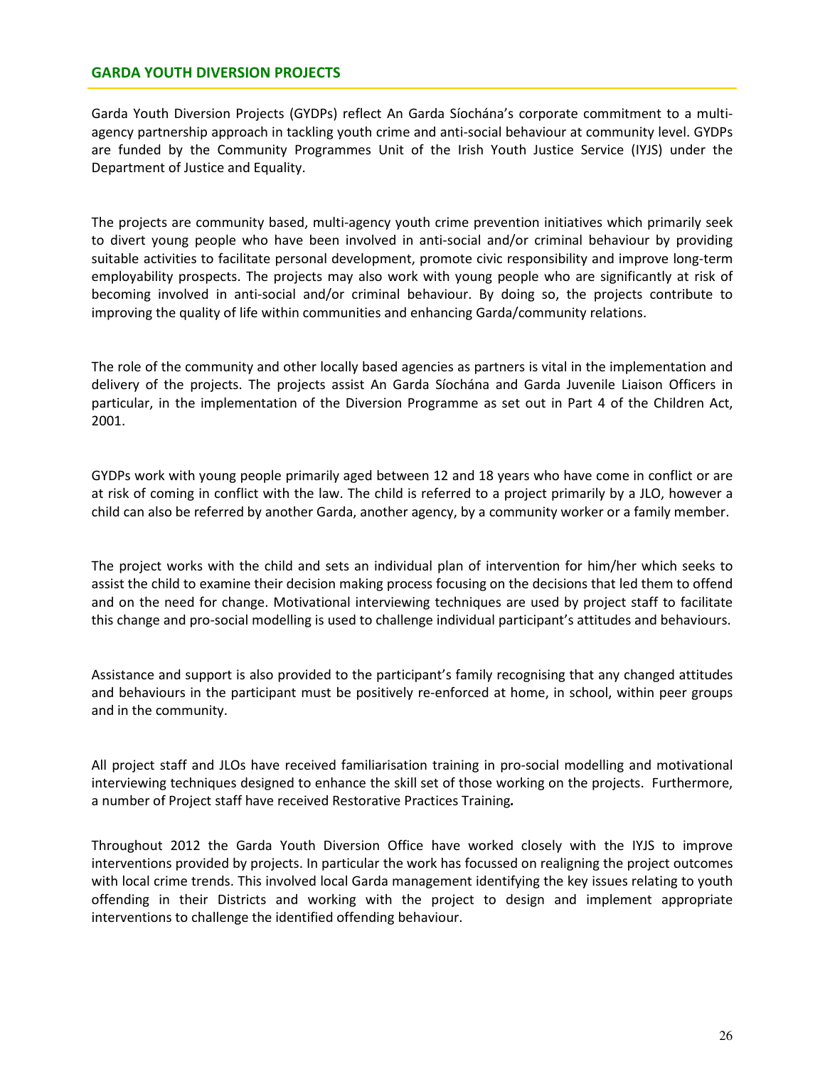## GARDA YOUTH DIVERSION PROJECTS

Garda Youth Diversion Projects (GYDPs) reflect An Garda Síochána's corporate commitment to a multi-agency partnership approach in tackling youth crime and anti-social behaviour at community level. GYDPs are funded by the Community Programmes Unit of the Irish Youth Justice Service (IYJS) under the Department of Justice and Equality.

The projects are community based, multi-agency youth crime prevention initiatives which primarily seek to divert young people who have been involved in anti-social and/or criminal behaviour by providing suitable activities to facilitate personal development, promote civic responsibility and improve long-term employability prospects. The projects may also work with young people who are significantly at risk of becoming involved in anti-social and/or criminal behaviour. By doing so, the projects contribute to improving the quality of life within communities and enhancing Garda/community relations.

The role of the community and other locally based agencies as partners is vital in the implementation and delivery of the projects. The projects assist An Garda Síochána and Garda Juvenile Liaison Officers in particular, in the implementation of the Diversion Programme as set out in Part 4 of the Children Act, 2001.

GYDPs work with young people primarily aged between 12 and 18 years who have come in conflict or are at risk of coming in conflict with the law. The child is referred to a project primarily by a JLO, however a child can also be referred by another Garda, another agency, by a community worker or a family member.

The project works with the child and sets an individual plan of intervention for him/her which seeks to assist the child to examine their decision making process focusing on the decisions that led them to offend and on the need for change. Motivational interviewing techniques are used by project staff to facilitate this change and pro-social modelling is used to challenge individual participant's attitudes and behaviours.

Assistance and support is also provided to the participant's family recognising that any changed attitudes and behaviours in the participant must be positively re-enforced at home, in school, within peer groups and in the community.

All project staff and JLOs have received familiarisation training in pro-social modelling and motivational interviewing techniques designed to enhance the skill set of those working on the projects. Furthermore, a number of Project staff have received Restorative Practices Training**.**

Throughout 2012 the Garda Youth Diversion Office have worked closely with the IYJS to improve interventions provided by projects. In particular the work has focussed on realigning the project outcomes with local crime trends. This involved local Garda management identifying the key issues relating to youth offending in their Districts and working with the project to design and implement appropriate interventions to challenge the identified offending behaviour.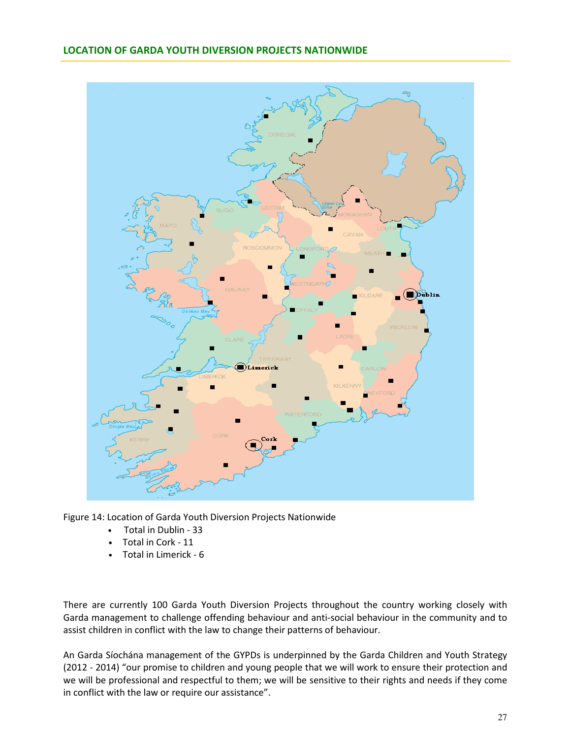## LOCATION OF GARDA YOUTH DIVERSION PROJECTS NATIONWIDE

Figure 14: Location of Garda Youth Diversion Projects Nationwide

- Total in Dublin - 33
- Total in Cork - 11
- Total in Limerick - 6

There are currently 100 Garda Youth Diversion Projects throughout the country working closely with Garda management to challenge offending behaviour and anti-social behaviour in the community and to assist children in conflict with the law to change their patterns of behaviour.

An Garda Síochána management of the GYPDs is underpinned by the Garda Children and Youth Strategy (2012 - 2014) "our promise to children and young people that we will work to ensure their protection and we will be professional and respectful to them; we will be sensitive to their rights and needs if they come in conflict with the law or require our assistance".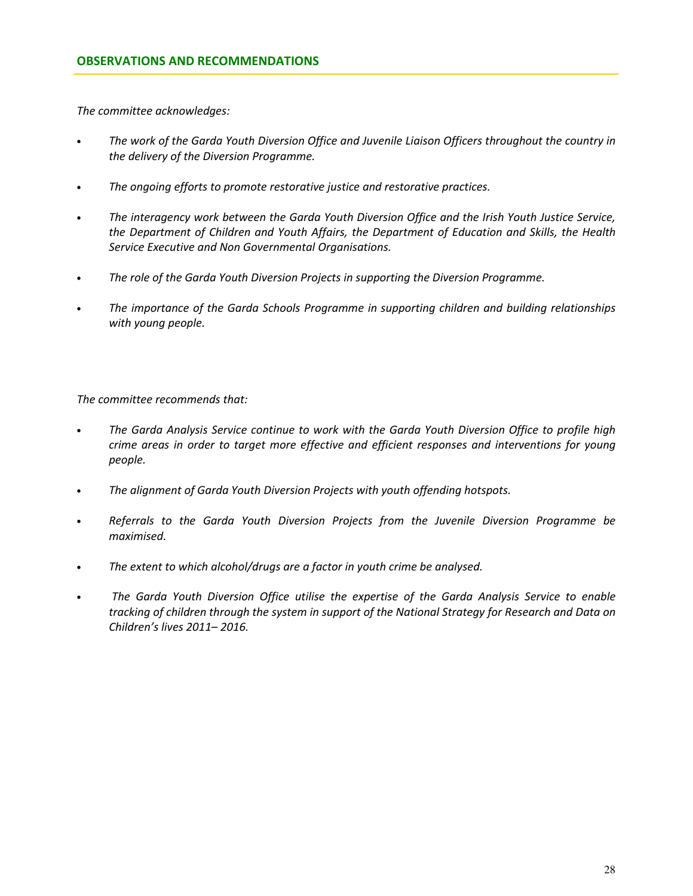## OBSERVATIONS AND RECOMMENDATIONS

*The committee acknowledges:*

- *The work of the Garda Youth Diversion Office and Juvenile Liaison Officers throughout the country in the delivery of the Diversion Programme.*
- *The ongoing efforts to promote restorative justice and restorative practices.*
- *The interagency work between the Garda Youth Diversion Office and the Irish Youth Justice Service, the Department of Children and Youth Affairs, the Department of Education and Skills, the Health Service Executive and Non Governmental Organisations.*
- *The role of the Garda Youth Diversion Projects in supporting the Diversion Programme.*
- *The importance of the Garda Schools Programme in supporting children and building relationships with young people.*

*The committee recommends that:*

- *The Garda Analysis Service continue to work with the Garda Youth Diversion Office to profile high crime areas in order to target more effective and efficient responses and interventions for young people.*
- *The alignment of Garda Youth Diversion Projects with youth offending hotspots.*
- *Referrals to the Garda Youth Diversion Projects from the Juvenile Diversion Programme be maximised.*
- *The extent to which alcohol/drugs are a factor in youth crime be analysed.*
- *The Garda Youth Diversion Office utilise the expertise of the Garda Analysis Service to enable tracking of children through the system in support of the National Strategy for Research and Data on Children's lives 2011– 2016.*